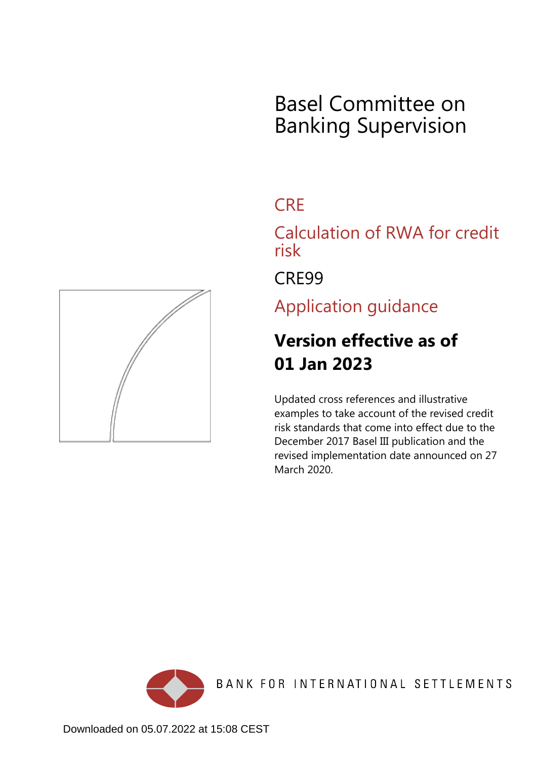# Basel Committee on Banking Supervision

## CRE

## Calculation of RWA for credit risk

## CRE99

## Application guidance

**Version effective as of 01 Jan 2023**

Updated cross references and illustrative examples to take account of the revised credit risk standards that come into effect due to the December 2017 Basel III publication and the revised implementation date announced on 27 March 2020.

BANK FOR INTERNATIONAL SETTLEMENTS

Downloaded on 05.07.2022 at 15:08 CEST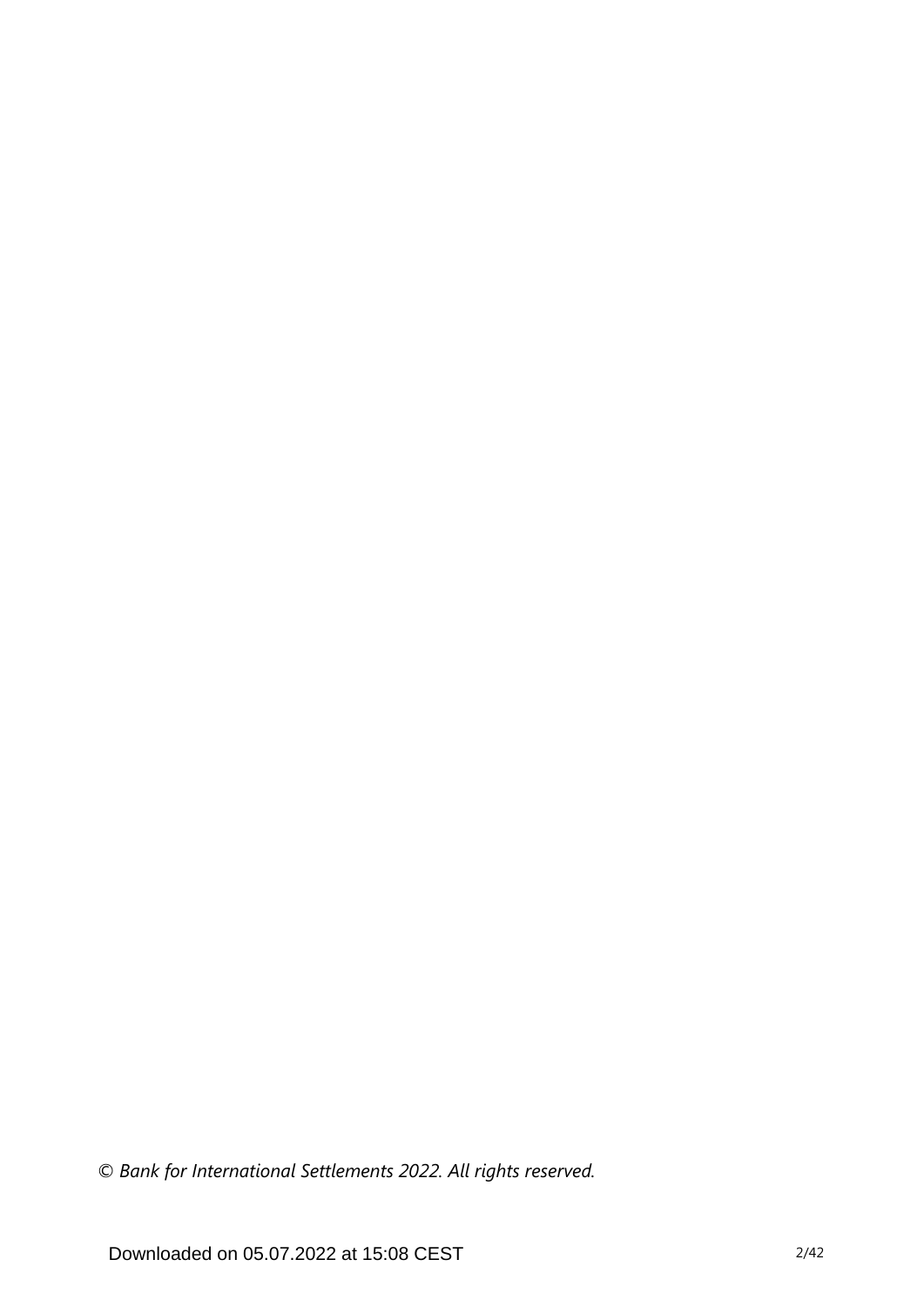*© Bank for International Settlements 2022. All rights reserved.*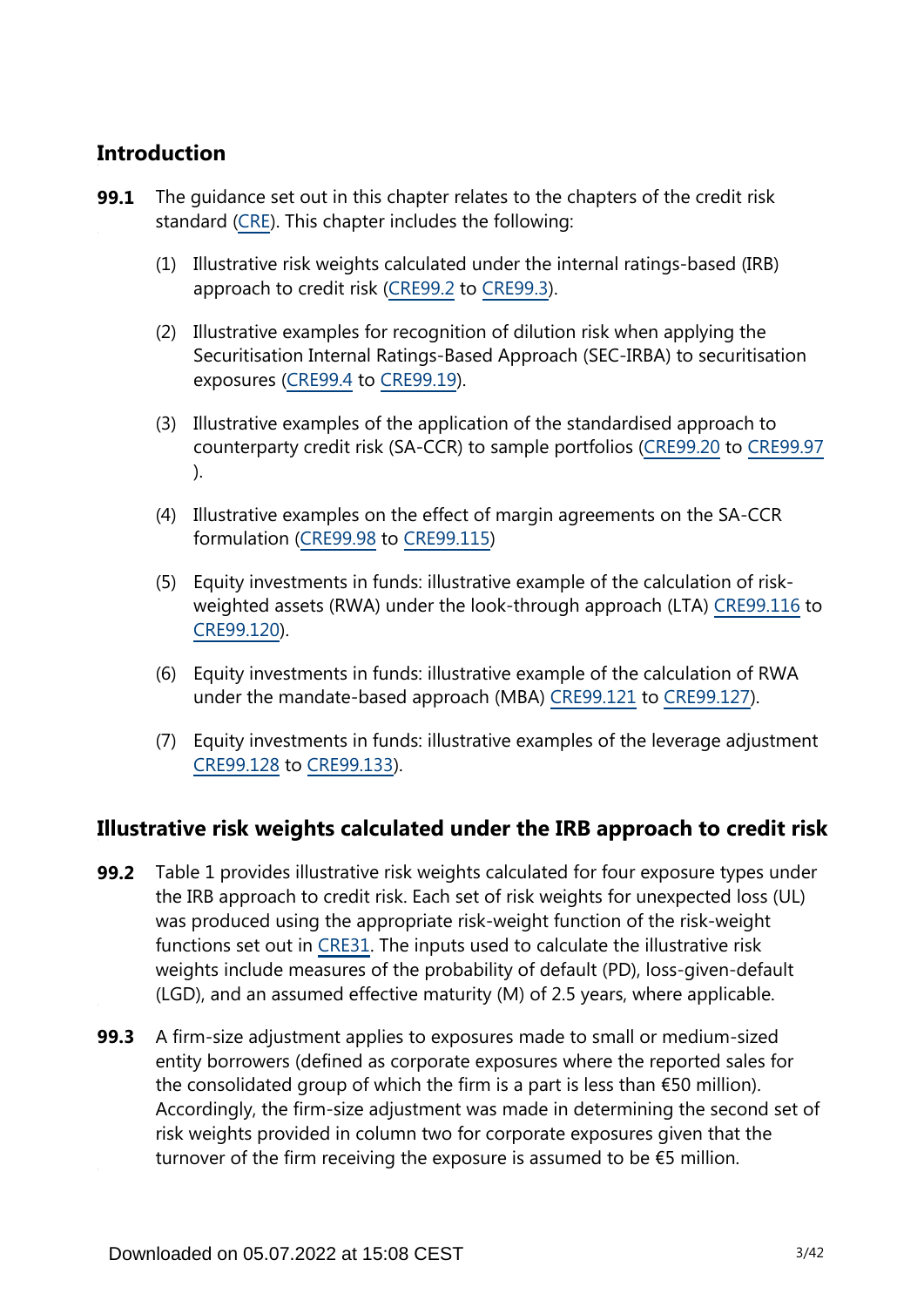## Introduction

**99.1** The guidance set out in this chapter relates to the chapters of the credit risk standard (CRE). This chapter includes the following:

(1) Illustrative risk weights calculated under the internal ratings-based (IRB) approach to credit risk (CRE99.2 to CRE99.3).

(2) Illustrative examples for recognition of dilution risk when applying the Securitisation Internal Ratings-Based Approach (SEC-IRBA) to securitisation exposures (CRE99.4 to CRE99.19).

(3) Illustrative examples of the application of the standardised approach to counterparty credit risk (SA-CCR) to sample portfolios (CRE99.20 to CRE99.97 ).

(4) Illustrative examples on the effect of margin agreements on the SA-CCR formulation (CRE99.98 to CRE99.115)

(5) Equity investments in funds: illustrative example of the calculation of risk-weighted assets (RWA) under the look-through approach (LTA) CRE99.116 to CRE99.120).

(6) Equity investments in funds: illustrative example of the calculation of RWA under the mandate-based approach (MBA) CRE99.121 to CRE99.127).

(7) Equity investments in funds: illustrative examples of the leverage adjustment CRE99.128 to CRE99.133).

## Illustrative risk weights calculated under the IRB approach to credit risk

**99.2** Table 1 provides illustrative risk weights calculated for four exposure types under the IRB approach to credit risk. Each set of risk weights for unexpected loss (UL) was produced using the appropriate risk-weight function of the risk-weight functions set out in CRE31. The inputs used to calculate the illustrative risk weights include measures of the probability of default (PD), loss-given-default (LGD), and an assumed effective maturity (M) of 2.5 years, where applicable.

**99.3** A firm-size adjustment applies to exposures made to small or medium-sized entity borrowers (defined as corporate exposures where the reported sales for the consolidated group of which the firm is a part is less than €50 million). Accordingly, the firm-size adjustment was made in determining the second set of risk weights provided in column two for corporate exposures given that the turnover of the firm receiving the exposure is assumed to be €5 million.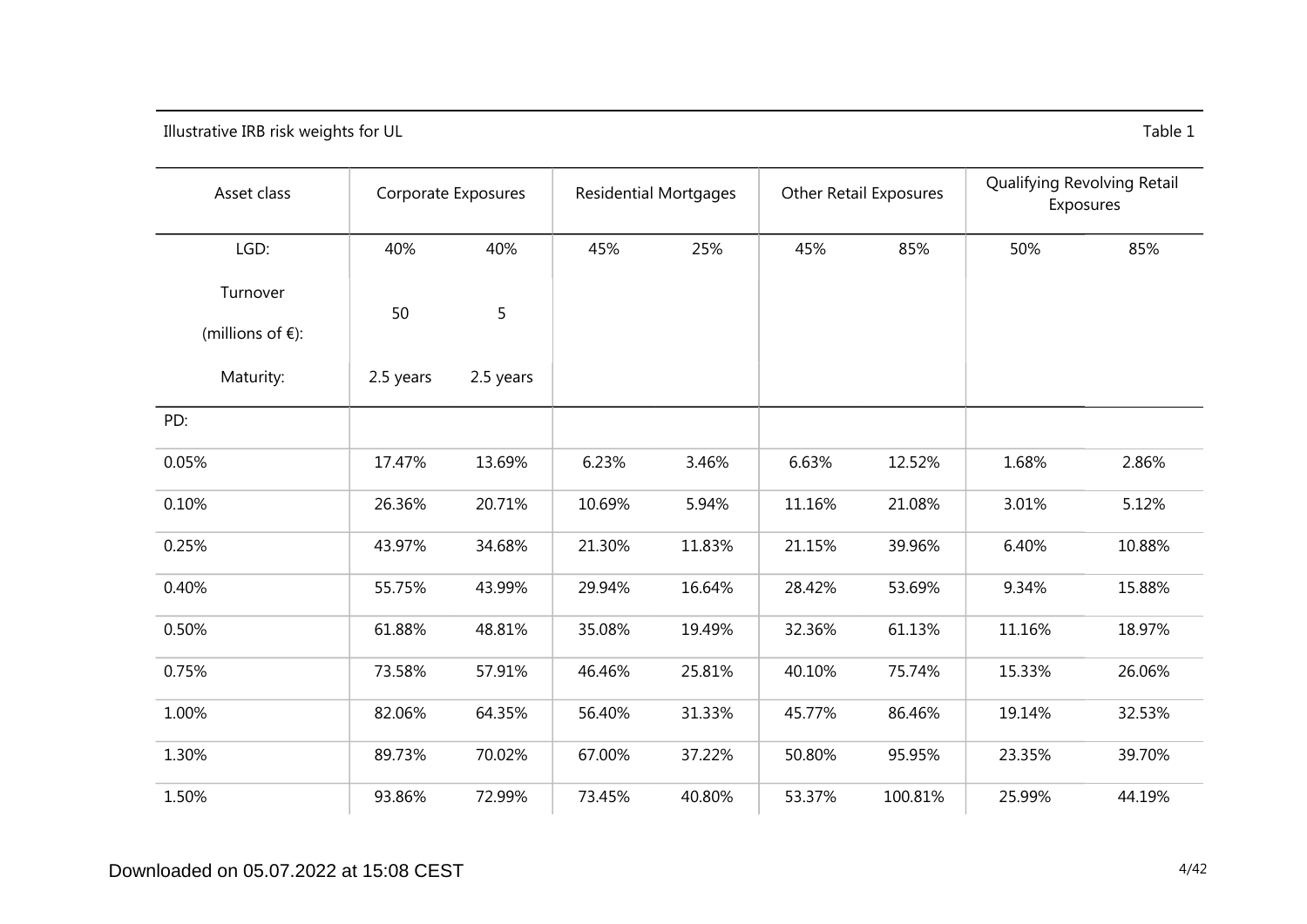Illustrative IRB risk weights for UL

Table 1

| Asset class | Corporate Exposures | | Residential Mortgages | | Other Retail Exposures | | Qualifying Revolving Retail Exposures | |
|---|---|---|---|---|---|---|---|---|
| LGD: | 40% | 40% | 45% | 25% | 45% | 85% | 50% | 85% |
| Turnover (millions of €): | 50 | 5 | | | | | | |
| Maturity: | 2.5 years | 2.5 years | | | | | | |
| PD: | | | | | | | | |
| 0.05% | 17.47% | 13.69% | 6.23% | 3.46% | 6.63% | 12.52% | 1.68% | 2.86% |
| 0.10% | 26.36% | 20.71% | 10.69% | 5.94% | 11.16% | 21.08% | 3.01% | 5.12% |
| 0.25% | 43.97% | 34.68% | 21.30% | 11.83% | 21.15% | 39.96% | 6.40% | 10.88% |
| 0.40% | 55.75% | 43.99% | 29.94% | 16.64% | 28.42% | 53.69% | 9.34% | 15.88% |
| 0.50% | 61.88% | 48.81% | 35.08% | 19.49% | 32.36% | 61.13% | 11.16% | 18.97% |
| 0.75% | 73.58% | 57.91% | 46.46% | 25.81% | 40.10% | 75.74% | 15.33% | 26.06% |
| 1.00% | 82.06% | 64.35% | 56.40% | 31.33% | 45.77% | 86.46% | 19.14% | 32.53% |
| 1.30% | 89.73% | 70.02% | 67.00% | 37.22% | 50.80% | 95.95% | 23.35% | 39.70% |
| 1.50% | 93.86% | 72.99% | 73.45% | 40.80% | 53.37% | 100.81% | 25.99% | 44.19% |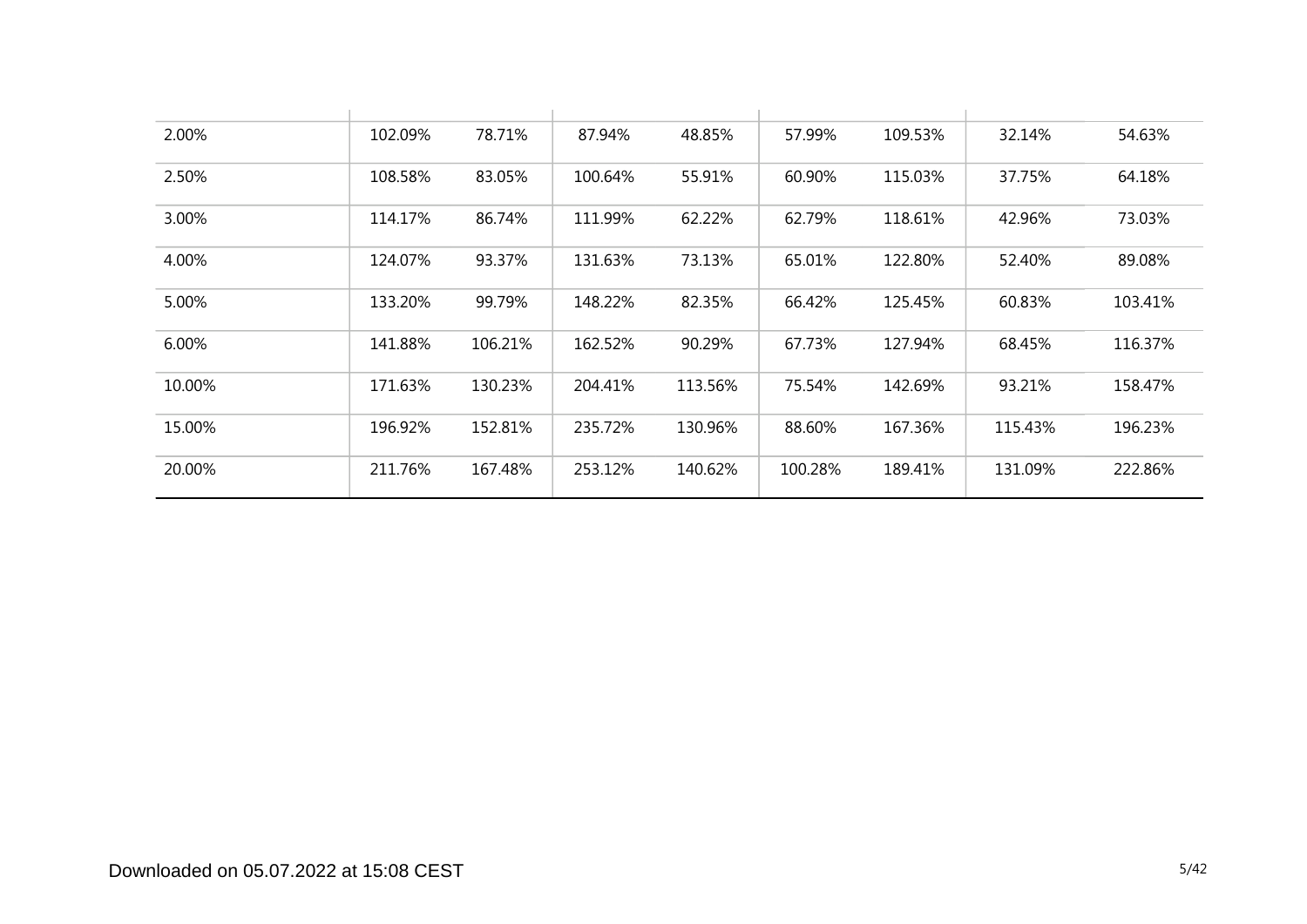| | | | | | | | | |
|---|---|---|---|---|---|---|---|---|
| 2.00% | 102.09% | 78.71% | 87.94% | 48.85% | 57.99% | 109.53% | 32.14% | 54.63% |
| 2.50% | 108.58% | 83.05% | 100.64% | 55.91% | 60.90% | 115.03% | 37.75% | 64.18% |
| 3.00% | 114.17% | 86.74% | 111.99% | 62.22% | 62.79% | 118.61% | 42.96% | 73.03% |
| 4.00% | 124.07% | 93.37% | 131.63% | 73.13% | 65.01% | 122.80% | 52.40% | 89.08% |
| 5.00% | 133.20% | 99.79% | 148.22% | 82.35% | 66.42% | 125.45% | 60.83% | 103.41% |
| 6.00% | 141.88% | 106.21% | 162.52% | 90.29% | 67.73% | 127.94% | 68.45% | 116.37% |
| 10.00% | 171.63% | 130.23% | 204.41% | 113.56% | 75.54% | 142.69% | 93.21% | 158.47% |
| 15.00% | 196.92% | 152.81% | 235.72% | 130.96% | 88.60% | 167.36% | 115.43% | 196.23% |
| 20.00% | 211.76% | 167.48% | 253.12% | 140.62% | 100.28% | 189.41% | 131.09% | 222.86% |

Downloaded on 05.07.2022 at 15:08 CEST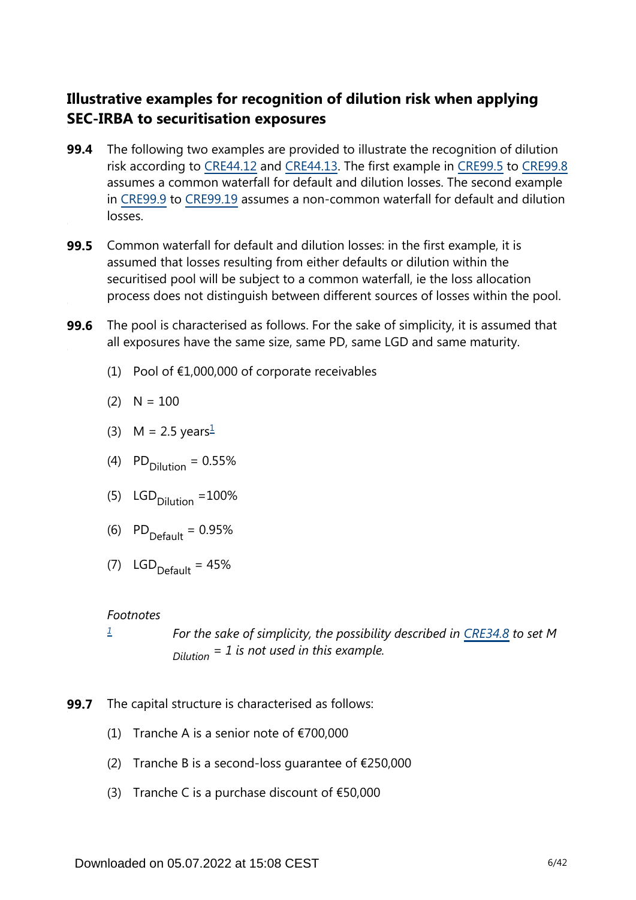## Illustrative examples for recognition of dilution risk when applying SEC-IRBA to securitisation exposures

**99.4** The following two examples are provided to illustrate the recognition of dilution risk according to CRE44.12 and CRE44.13. The first example in CRE99.5 to CRE99.8 assumes a common waterfall for default and dilution losses. The second example in CRE99.9 to CRE99.19 assumes a non-common waterfall for default and dilution losses.

**99.5** Common waterfall for default and dilution losses: in the first example, it is assumed that losses resulting from either defaults or dilution within the securitised pool will be subject to a common waterfall, ie the loss allocation process does not distinguish between different sources of losses within the pool.

**99.6** The pool is characterised as follows. For the sake of simplicity, it is assumed that all exposures have the same size, same PD, same LGD and same maturity.

(1) Pool of €1,000,000 of corporate receivables

(2) N = 100

(3) M = 2.5 years[1]

(4) $PD_{Dilution}$ = 0.55%

(5) $LGD_{Dilution}$ =100%

(6) $PD_{Default}$ = 0.95%

(7) $LGD_{Default}$ = 45%

*Footnotes*

[1] *For the sake of simplicity, the possibility described in CRE34.8 to set $M_{Dilution}$ = 1 is not used in this example.*

**99.7** The capital structure is characterised as follows:

(1) Tranche A is a senior note of €700,000

(2) Tranche B is a second-loss guarantee of €250,000

(3) Tranche C is a purchase discount of €50,000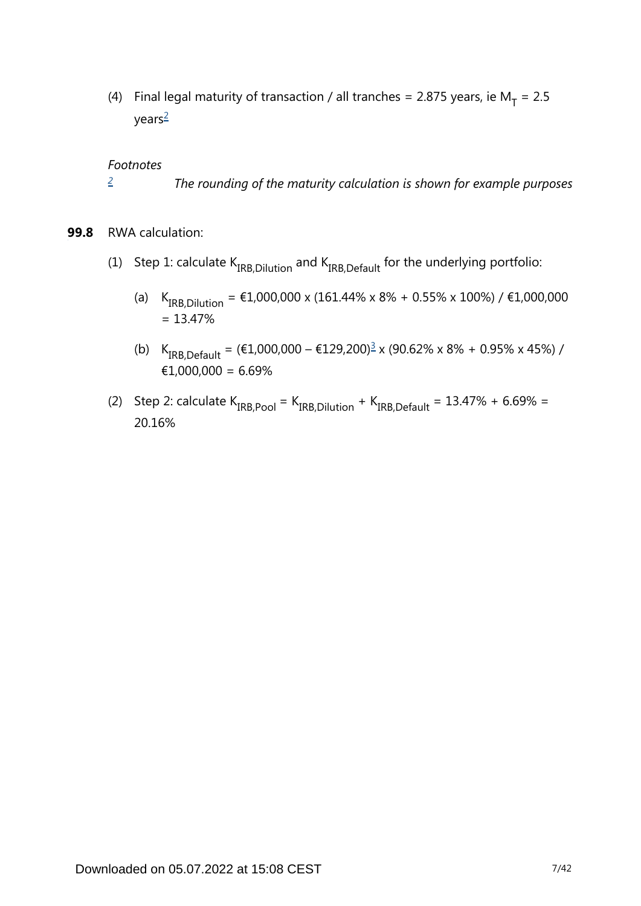(4) Final legal maturity of transaction / all tranches = 2.875 years, ie $M_T$ = 2.5 years[2]

*Footnotes*

[2] *The rounding of the maturity calculation is shown for example purposes*

**99.8** RWA calculation:

(1) Step 1: calculate $K_{IRB,Dilution}$ and $K_{IRB,Default}$ for the underlying portfolio:

(a) $K_{IRB,Dilution}$ = €1,000,000 x (161.44% x 8% + 0.55% x 100%) / €1,000,000 = 13.47%

(b) $K_{IRB,Default}$ = (€1,000,000 – €129,200)[3] x (90.62% x 8% + 0.95% x 45%) / €1,000,000 = 6.69%

(2) Step 2: calculate $K_{IRB,Pool} = K_{IRB,Dilution} + K_{IRB,Default}$ = 13.47% + 6.69% = 20.16%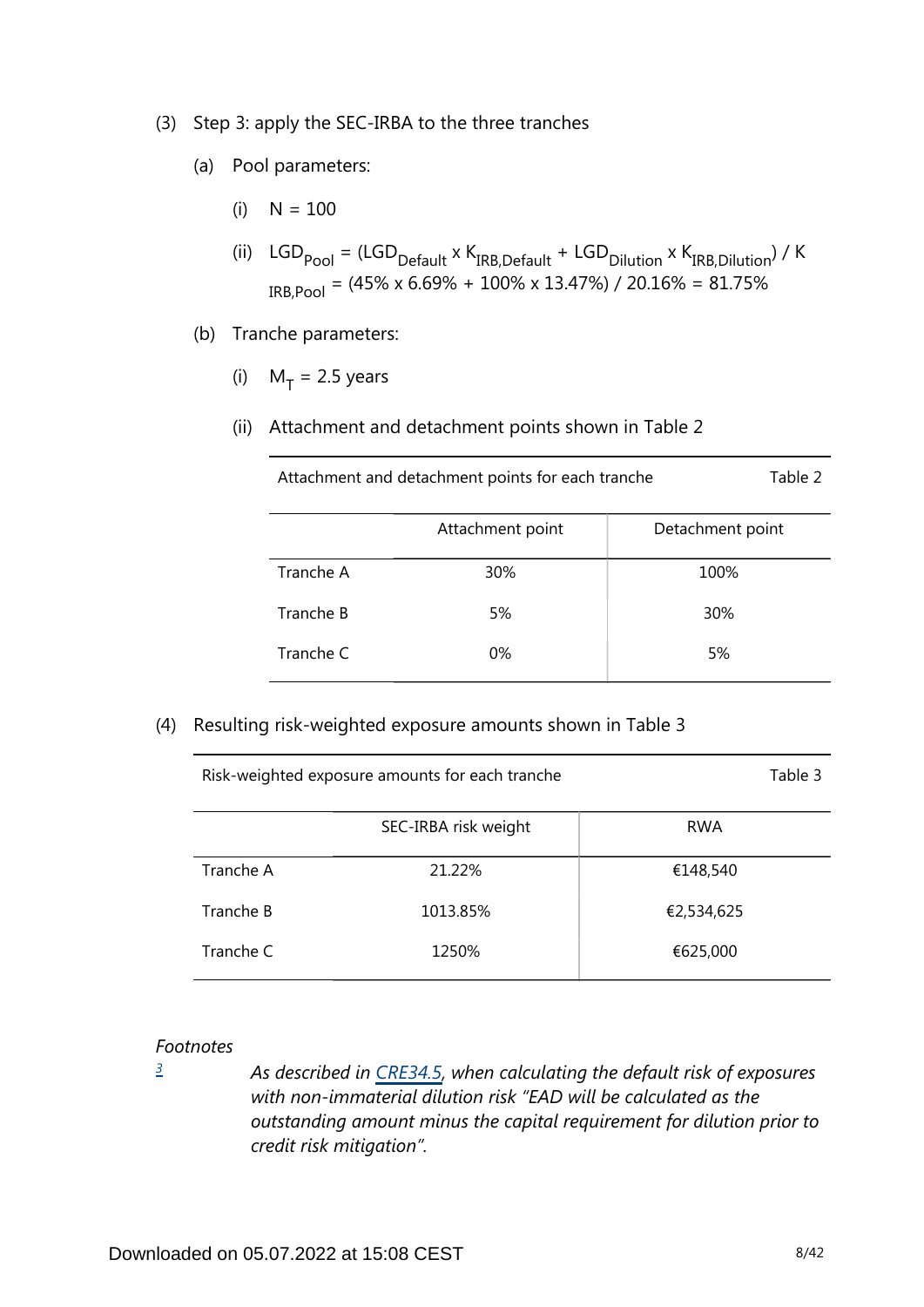(3) Step 3: apply the SEC-IRBA to the three tranches

   (a) Pool parameters:

      (i) $N = 100$

      (ii) $LGD_{Pool} = (LGD_{Default} \times K_{IRB,Default} + LGD_{Dilution} \times K_{IRB,Dilution}) / K_{IRB,Pool} = (45\% \times 6.69\% + 100\% \times 13.47\%) / 20.16\% = 81.75\%$

   (b) Tranche parameters:

      (i) $M_T = 2.5$ years

      (ii) Attachment and detachment points shown in Table 2

Attachment and detachment points for each tranche — Table 2

| | Attachment point | Detachment point |
|---|---|---|
| Tranche A | 30% | 100% |
| Tranche B | 5% | 30% |
| Tranche C | 0% | 5% |

(4) Resulting risk-weighted exposure amounts shown in Table 3

Risk-weighted exposure amounts for each tranche — Table 3

| | SEC-IRBA risk weight | RWA |
|---|---|---|
| Tranche A | 21.22% | €148,540 |
| Tranche B | 1013.85% | €2,534,625 |
| Tranche C | 1250% | €625,000 |

*Footnotes*

[3] *As described in CRE34.5, when calculating the default risk of exposures with non-immaterial dilution risk "EAD will be calculated as the outstanding amount minus the capital requirement for dilution prior to credit risk mitigation".*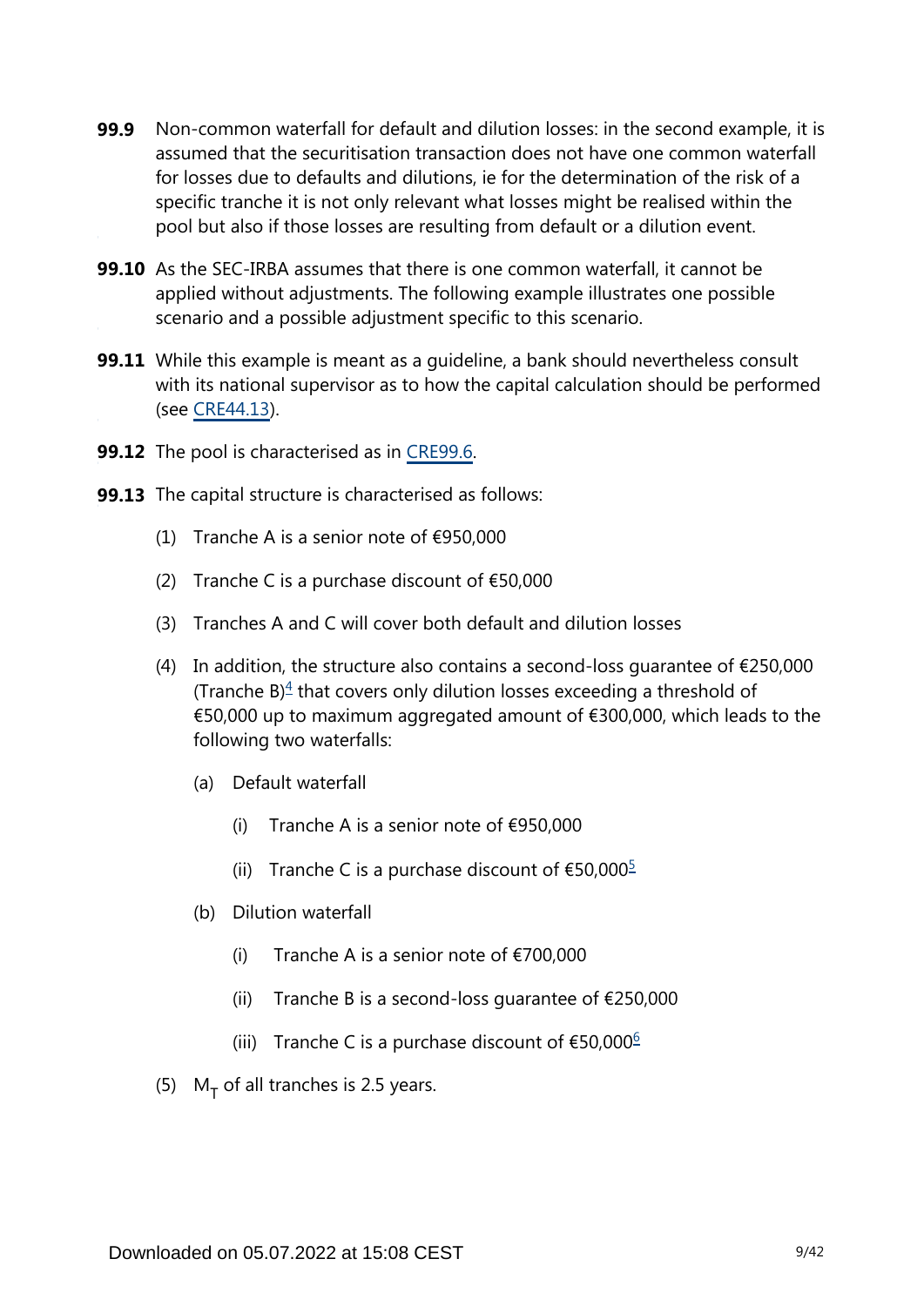**99.9** Non-common waterfall for default and dilution losses: in the second example, it is assumed that the securitisation transaction does not have one common waterfall for losses due to defaults and dilutions, ie for the determination of the risk of a specific tranche it is not only relevant what losses might be realised within the pool but also if those losses are resulting from default or a dilution event.

**99.10** As the SEC-IRBA assumes that there is one common waterfall, it cannot be applied without adjustments. The following example illustrates one possible scenario and a possible adjustment specific to this scenario.

**99.11** While this example is meant as a guideline, a bank should nevertheless consult with its national supervisor as to how the capital calculation should be performed (see CRE44.13).

**99.12** The pool is characterised as in CRE99.6.

**99.13** The capital structure is characterised as follows:

(1) Tranche A is a senior note of €950,000

(2) Tranche C is a purchase discount of €50,000

(3) Tranches A and C will cover both default and dilution losses

(4) In addition, the structure also contains a second-loss guarantee of €250,000 (Tranche B)[4] that covers only dilution losses exceeding a threshold of €50,000 up to maximum aggregated amount of €300,000, which leads to the following two waterfalls:

   (a) Default waterfall

      (i) Tranche A is a senior note of €950,000

      (ii) Tranche C is a purchase discount of €50,000[5]

   (b) Dilution waterfall

      (i) Tranche A is a senior note of €700,000

      (ii) Tranche B is a second-loss guarantee of €250,000

      (iii) Tranche C is a purchase discount of €50,000[6]

(5) $M_T$ of all tranches is 2.5 years.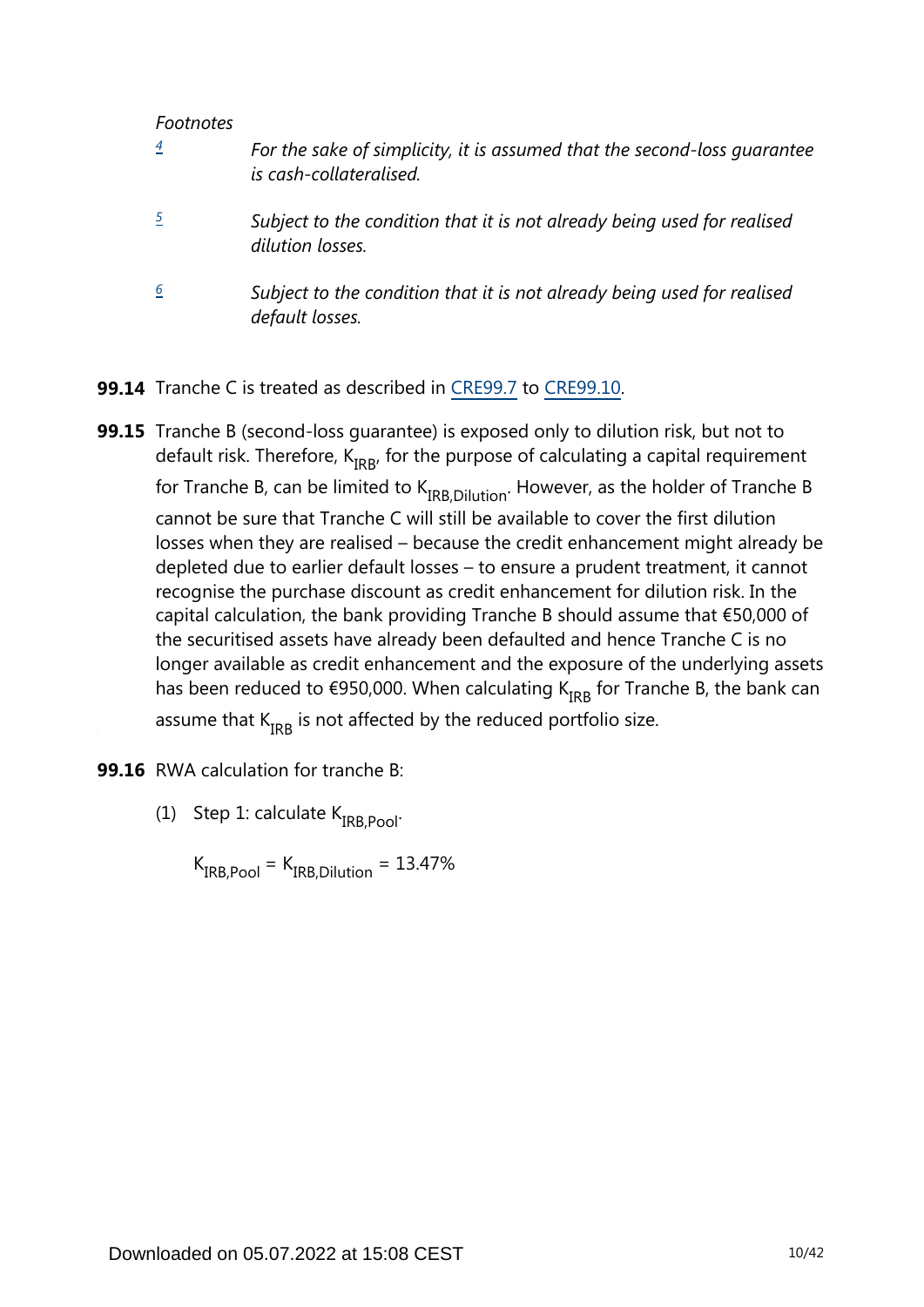*Footnotes*

4 *For the sake of simplicity, it is assumed that the second-loss guarantee is cash-collateralised.*

5 *Subject to the condition that it is not already being used for realised dilution losses.*

6 *Subject to the condition that it is not already being used for realised default losses.*

**99.14** Tranche C is treated as described in CRE99.7 to CRE99.10.

**99.15** Tranche B (second-loss guarantee) is exposed only to dilution risk, but not to default risk. Therefore, $K_{IRB}$, for the purpose of calculating a capital requirement for Tranche B, can be limited to $K_{IRB,Dilution}$. However, as the holder of Tranche B cannot be sure that Tranche C will still be available to cover the first dilution losses when they are realised – because the credit enhancement might already be depleted due to earlier default losses – to ensure a prudent treatment, it cannot recognise the purchase discount as credit enhancement for dilution risk. In the capital calculation, the bank providing Tranche B should assume that €50,000 of the securitised assets have already been defaulted and hence Tranche C is no longer available as credit enhancement and the exposure of the underlying assets has been reduced to €950,000. When calculating $K_{IRB}$ for Tranche B, the bank can assume that $K_{IRB}$ is not affected by the reduced portfolio size.

**99.16** RWA calculation for tranche B:

(1) Step 1: calculate $K_{IRB,Pool}$.

$$K_{IRB,Pool} = K_{IRB,Dilution} = 13.47\%$$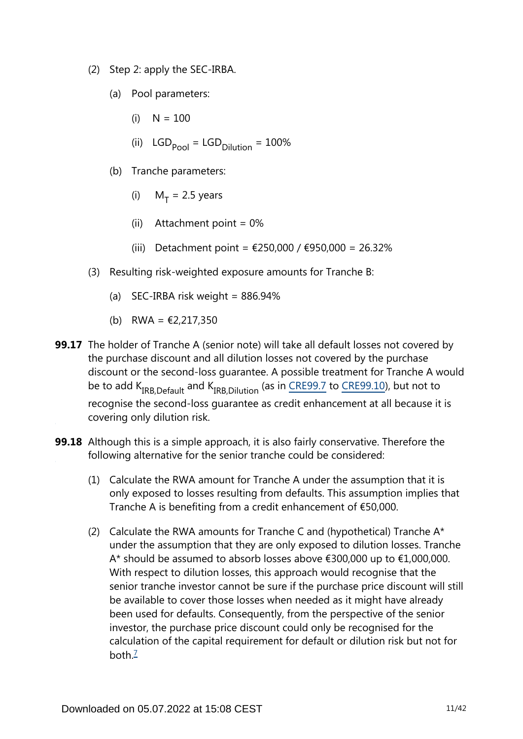(2) Step 2: apply the SEC-IRBA.

 (a) Pool parameters:

  (i) N = 100

  (ii) $LGD_{Pool} = LGD_{Dilution}$ = 100%

 (b) Tranche parameters:

  (i) $M_T$ = 2.5 years

  (ii) Attachment point = 0%

  (iii) Detachment point = €250,000 / €950,000 = 26.32%

(3) Resulting risk-weighted exposure amounts for Tranche B:

 (a) SEC-IRBA risk weight = 886.94%

 (b) RWA = €2,217,350

**99.17** The holder of Tranche A (senior note) will take all default losses not covered by the purchase discount and all dilution losses not covered by the purchase discount or the second-loss guarantee. A possible treatment for Tranche A would be to add $K_{IRB,Default}$ and $K_{IRB,Dilution}$ (as in CRE99.7 to CRE99.10), but not to recognise the second-loss guarantee as credit enhancement at all because it is covering only dilution risk.

**99.18** Although this is a simple approach, it is also fairly conservative. Therefore the following alternative for the senior tranche could be considered:

(1) Calculate the RWA amount for Tranche A under the assumption that it is only exposed to losses resulting from defaults. This assumption implies that Tranche A is benefiting from a credit enhancement of €50,000.

(2) Calculate the RWA amounts for Tranche C and (hypothetical) Tranche A* under the assumption that they are only exposed to dilution losses. Tranche A* should be assumed to absorb losses above €300,000 up to €1,000,000. With respect to dilution losses, this approach would recognise that the senior tranche investor cannot be sure if the purchase price discount will still be available to cover those losses when needed as it might have already been used for defaults. Consequently, from the perspective of the senior investor, the purchase price discount could only be recognised for the calculation of the capital requirement for default or dilution risk but not for both.[7]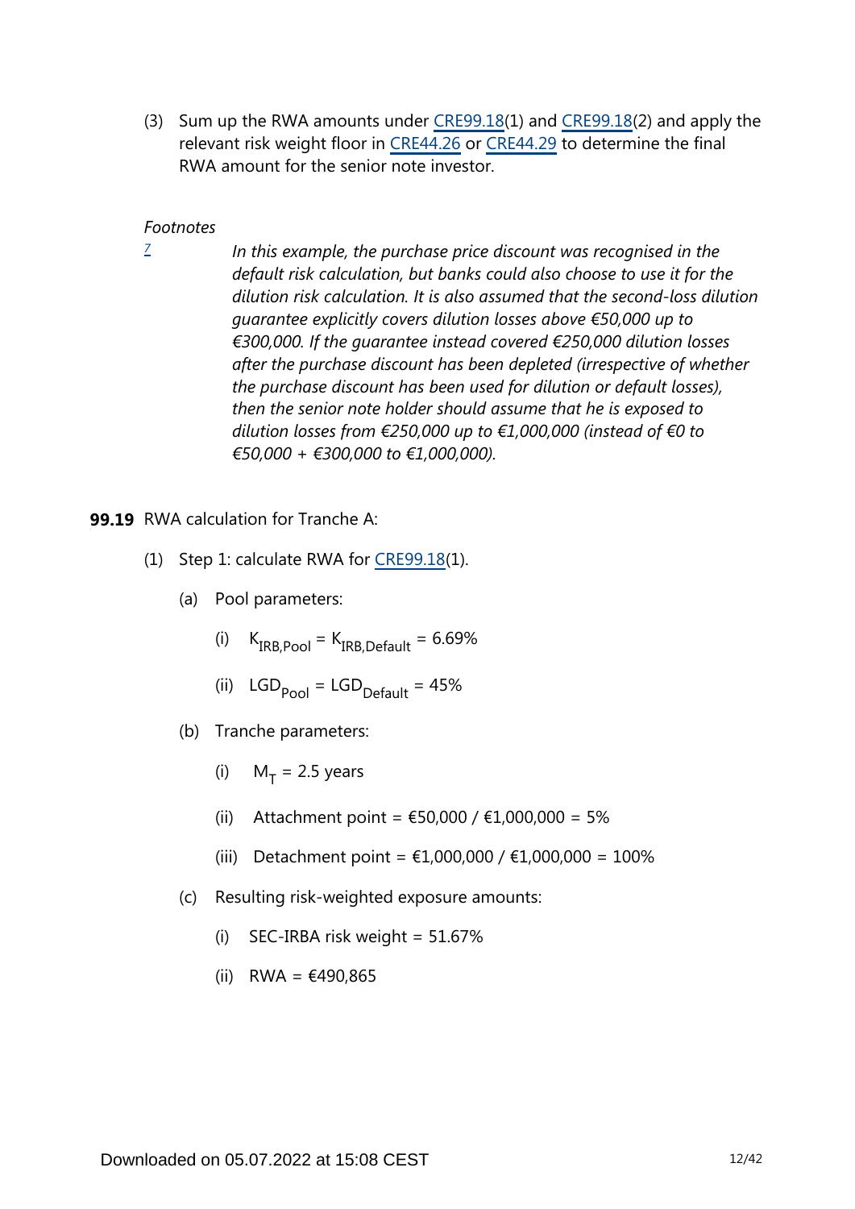(3) Sum up the RWA amounts under CRE99.18(1) and CRE99.18(2) and apply the relevant risk weight floor in CRE44.26 or CRE44.29 to determine the final RWA amount for the senior note investor.

*Footnotes*

[7] *In this example, the purchase price discount was recognised in the default risk calculation, but banks could also choose to use it for the dilution risk calculation. It is also assumed that the second-loss dilution guarantee explicitly covers dilution losses above €50,000 up to €300,000. If the guarantee instead covered €250,000 dilution losses after the purchase discount has been depleted (irrespective of whether the purchase discount has been used for dilution or default losses), then the senior note holder should assume that he is exposed to dilution losses from €250,000 up to €1,000,000 (instead of €0 to €50,000 + €300,000 to €1,000,000).*

**99.19** RWA calculation for Tranche A:

(1) Step 1: calculate RWA for CRE99.18(1).

(a) Pool parameters:

(i) $K_{IRB,Pool} = K_{IRB,Default} = 6.69\%$

(ii) $LGD_{Pool} = LGD_{Default} = 45\%$

(b) Tranche parameters:

(i) $M_T = 2.5$ years

(ii) Attachment point = €50,000 / €1,000,000 = 5%

(iii) Detachment point = €1,000,000 / €1,000,000 = 100%

(c) Resulting risk-weighted exposure amounts:

(i) SEC-IRBA risk weight = 51.67%

(ii) RWA = €490,865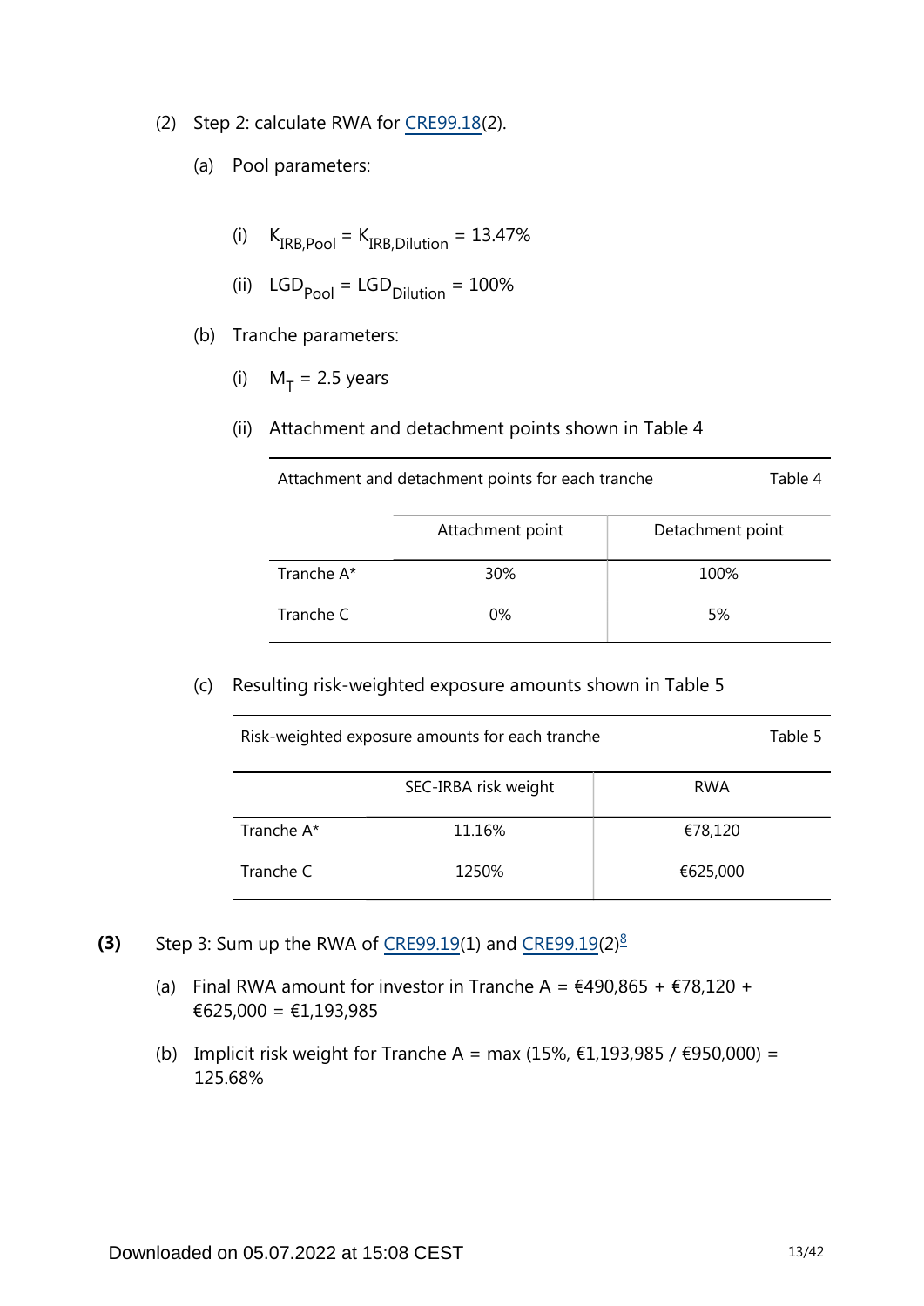(2) Step 2: calculate RWA for CRE99.18(2).

(a) Pool parameters:

(i) $K_{IRB,Pool} = K_{IRB,Dilution} = 13.47\%$

(ii) $LGD_{Pool} = LGD_{Dilution} = 100\%$

(b) Tranche parameters:

(i) $M_T = 2.5$ years

(ii) Attachment and detachment points shown in Table 4

Attachment and detachment points for each tranche — Table 4

| | Attachment point | Detachment point |
|---|---|---|
| Tranche A* | 30% | 100% |
| Tranche C | 0% | 5% |

(c) Resulting risk-weighted exposure amounts shown in Table 5

Risk-weighted exposure amounts for each tranche — Table 5

| | SEC-IRBA risk weight | RWA |
|---|---|---|
| Tranche A* | 11.16% | €78,120 |
| Tranche C | 1250% | €625,000 |

**(3)** Step 3: Sum up the RWA of CRE99.19(1) and CRE99.19(2)[8]

(a) Final RWA amount for investor in Tranche A = €490,865 + €78,120 + €625,000 = €1,193,985

(b) Implicit risk weight for Tranche A = max (15%, €1,193,985 / €950,000) = 125.68%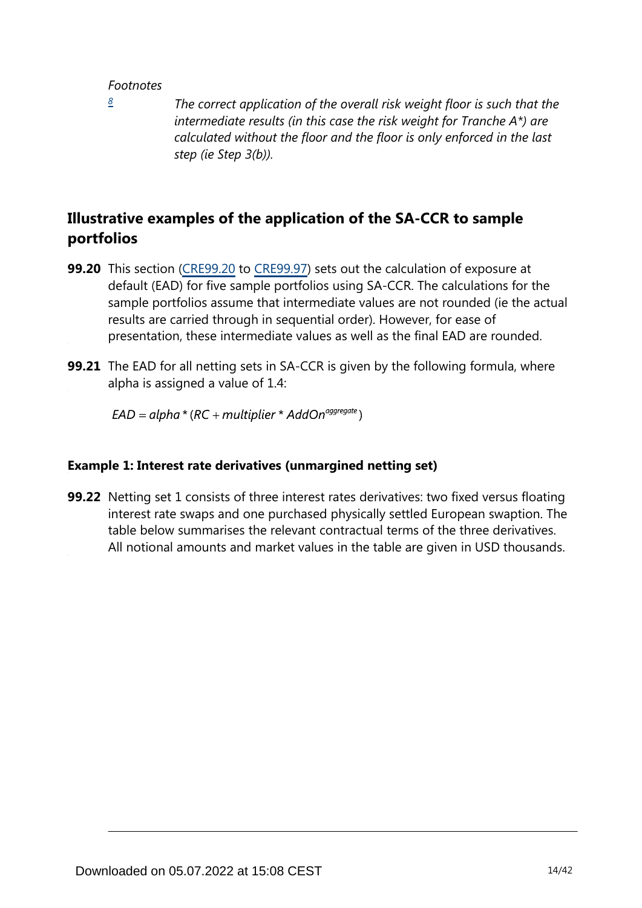*Footnotes*

[8] *The correct application of the overall risk weight floor is such that the intermediate results (in this case the risk weight for Tranche A*) are calculated without the floor and the floor is only enforced in the last step (ie Step 3(b)).*

## Illustrative examples of the application of the SA-CCR to sample portfolios

**99.20** This section (CRE99.20 to CRE99.97) sets out the calculation of exposure at default (EAD) for five sample portfolios using SA-CCR. The calculations for the sample portfolios assume that intermediate values are not rounded (ie the actual results are carried through in sequential order). However, for ease of presentation, these intermediate values as well as the final EAD are rounded.

**99.21** The EAD for all netting sets in SA-CCR is given by the following formula, where alpha is assigned a value of 1.4:

$$EAD = alpha * (RC + multiplier * AddOn^{aggregate})$$

### Example 1: Interest rate derivatives (unmargined netting set)

**99.22** Netting set 1 consists of three interest rates derivatives: two fixed versus floating interest rate swaps and one purchased physically settled European swaption. The table below summarises the relevant contractual terms of the three derivatives. All notional amounts and market values in the table are given in USD thousands.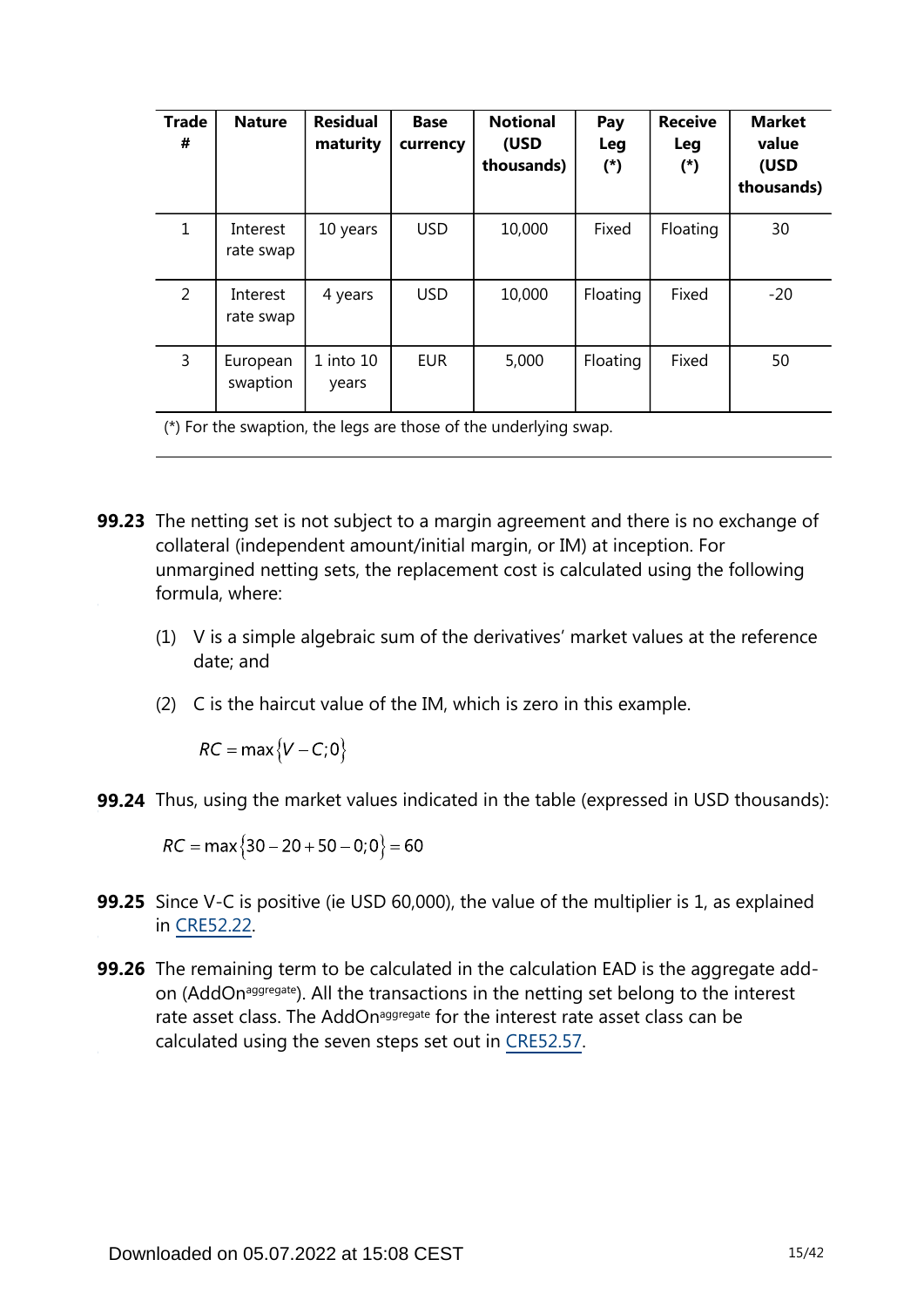| Trade # | Nature | Residual maturity | Base currency | Notional (USD thousands) | Pay Leg (*) | Receive Leg (*) | Market value (USD thousands) |
|---|---|---|---|---|---|---|---|
| 1 | Interest rate swap | 10 years | USD | 10,000 | Fixed | Floating | 30 |
| 2 | Interest rate swap | 4 years | USD | 10,000 | Floating | Fixed | -20 |
| 3 | European swaption | 1 into 10 years | EUR | 5,000 | Floating | Fixed | 50 |

(*) For the swaption, the legs are those of the underlying swap.

**99.23** The netting set is not subject to a margin agreement and there is no exchange of collateral (independent amount/initial margin, or IM) at inception. For unmargined netting sets, the replacement cost is calculated using the following formula, where:

(1) V is a simple algebraic sum of the derivatives' market values at the reference date; and

(2) C is the haircut value of the IM, which is zero in this example.

$$RC = \max\left\{V - C; 0\right\}$$

**99.24** Thus, using the market values indicated in the table (expressed in USD thousands):

$$RC = \max\left\{30 - 20 + 50 - 0; 0\right\} = 60$$

**99.25** Since V-C is positive (ie USD 60,000), the value of the multiplier is 1, as explained in CRE52.22.

**99.26** The remaining term to be calculated in the calculation EAD is the aggregate add-on ($AddOn^{aggregate}$). All the transactions in the netting set belong to the interest rate asset class. The $AddOn^{aggregate}$ for the interest rate asset class can be calculated using the seven steps set out in CRE52.57.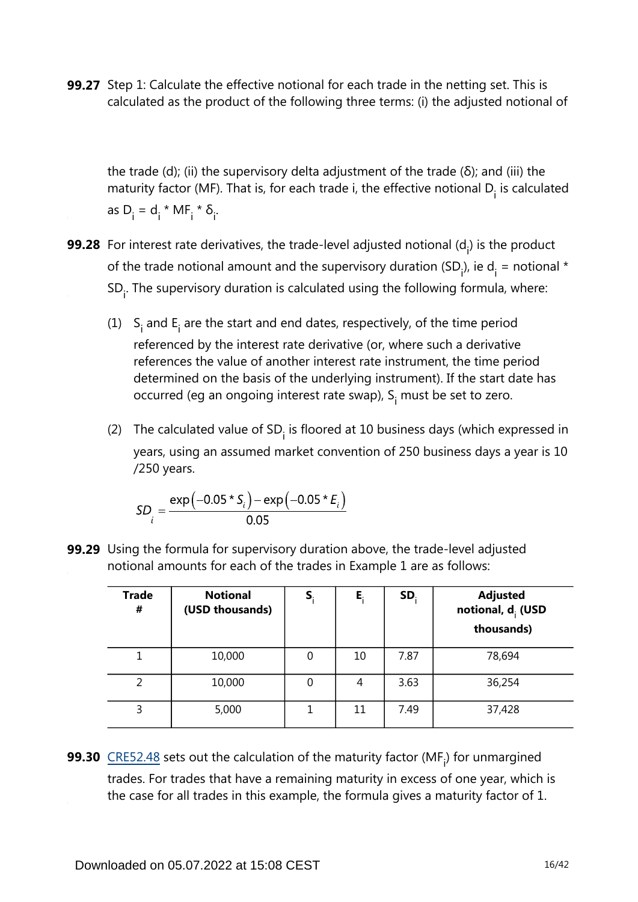**99.27** Step 1: Calculate the effective notional for each trade in the netting set. This is calculated as the product of the following three terms: (i) the adjusted notional of the trade (d); (ii) the supervisory delta adjustment of the trade (δ); and (iii) the maturity factor (MF). That is, for each trade i, the effective notional $D_i$ is calculated as $D_i = d_i * MF_i * \delta_i$.

**99.28** For interest rate derivatives, the trade-level adjusted notional ($d_i$) is the product of the trade notional amount and the supervisory duration ($SD_i$), ie $d_i$ = notional * $SD_i$. The supervisory duration is calculated using the following formula, where:

(1) $S_i$ and $E_i$ are the start and end dates, respectively, of the time period referenced by the interest rate derivative (or, where such a derivative references the value of another interest rate instrument, the time period determined on the basis of the underlying instrument). If the start date has occurred (eg an ongoing interest rate swap), $S_i$ must be set to zero.

(2) The calculated value of $SD_i$ is floored at 10 business days (which expressed in years, using an assumed market convention of 250 business days a year is 10 /250 years.

$$SD_i = \frac{\exp(-0.05 * S_i) - \exp(-0.05 * E_i)}{0.05}$$

**99.29** Using the formula for supervisory duration above, the trade-level adjusted notional amounts for each of the trades in Example 1 are as follows:

| Trade # | Notional (USD thousands) | $S_i$ | $E_i$ | $SD_i$ | Adjusted notional, $d_i$ (USD thousands) |
|---|---|---|---|---|---|
| 1 | 10,000 | 0 | 10 | 7.87 | 78,694 |
| 2 | 10,000 | 0 | 4 | 3.63 | 36,254 |
| 3 | 5,000 | 1 | 11 | 7.49 | 37,428 |

**99.30** CRE52.48 sets out the calculation of the maturity factor ($MF_i$) for unmargined trades. For trades that have a remaining maturity in excess of one year, which is the case for all trades in this example, the formula gives a maturity factor of 1.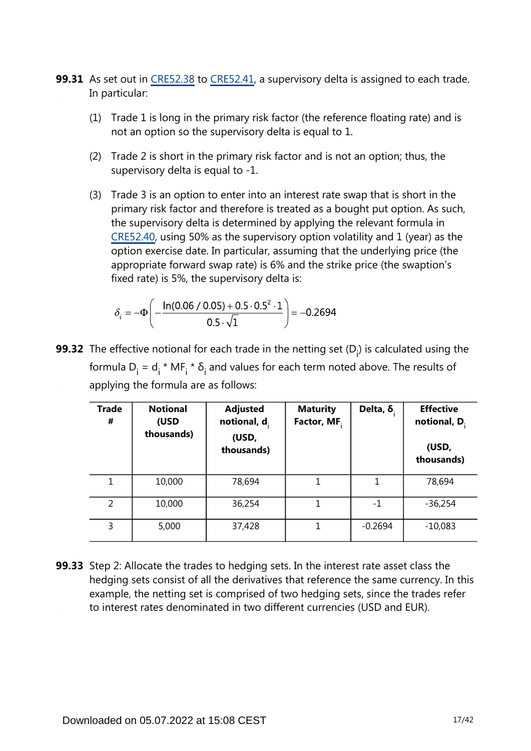**99.31** As set out in CRE52.38 to CRE52.41, a supervisory delta is assigned to each trade. In particular:

(1) Trade 1 is long in the primary risk factor (the reference floating rate) and is not an option so the supervisory delta is equal to 1.

(2) Trade 2 is short in the primary risk factor and is not an option; thus, the supervisory delta is equal to -1.

(3) Trade 3 is an option to enter into an interest rate swap that is short in the primary risk factor and therefore is treated as a bought put option. As such, the supervisory delta is determined by applying the relevant formula in CRE52.40, using 50% as the supervisory option volatility and 1 (year) as the option exercise date. In particular, assuming that the underlying price (the appropriate forward swap rate) is 6% and the strike price (the swaption's fixed rate) is 5%, the supervisory delta is:

$$\delta_i = -\Phi\left(-\frac{\ln(0.06/0.05) + 0.5 \cdot 0.5^2 \cdot 1}{0.5 \cdot \sqrt{1}}\right) = -0.2694$$

**99.32** The effective notional for each trade in the netting set ($D_i$) is calculated using the formula $D_i = d_i * MF_i * \delta_i$ and values for each term noted above. The results of applying the formula are as follows:

| Trade # | Notional (USD thousands) | Adjusted notional, $d_i$ (USD, thousands) | Maturity Factor, $MF_i$ | Delta, $\delta_i$ | Effective notional, $D_i$ (USD, thousands) |
|---|---|---|---|---|---|
| 1 | 10,000 | 78,694 | 1 | 1 | 78,694 |
| 2 | 10,000 | 36,254 | 1 | -1 | -36,254 |
| 3 | 5,000 | 37,428 | 1 | -0.2694 | -10,083 |

**99.33** Step 2: Allocate the trades to hedging sets. In the interest rate asset class the hedging sets consist of all the derivatives that reference the same currency. In this example, the netting set is comprised of two hedging sets, since the trades refer to interest rates denominated in two different currencies (USD and EUR).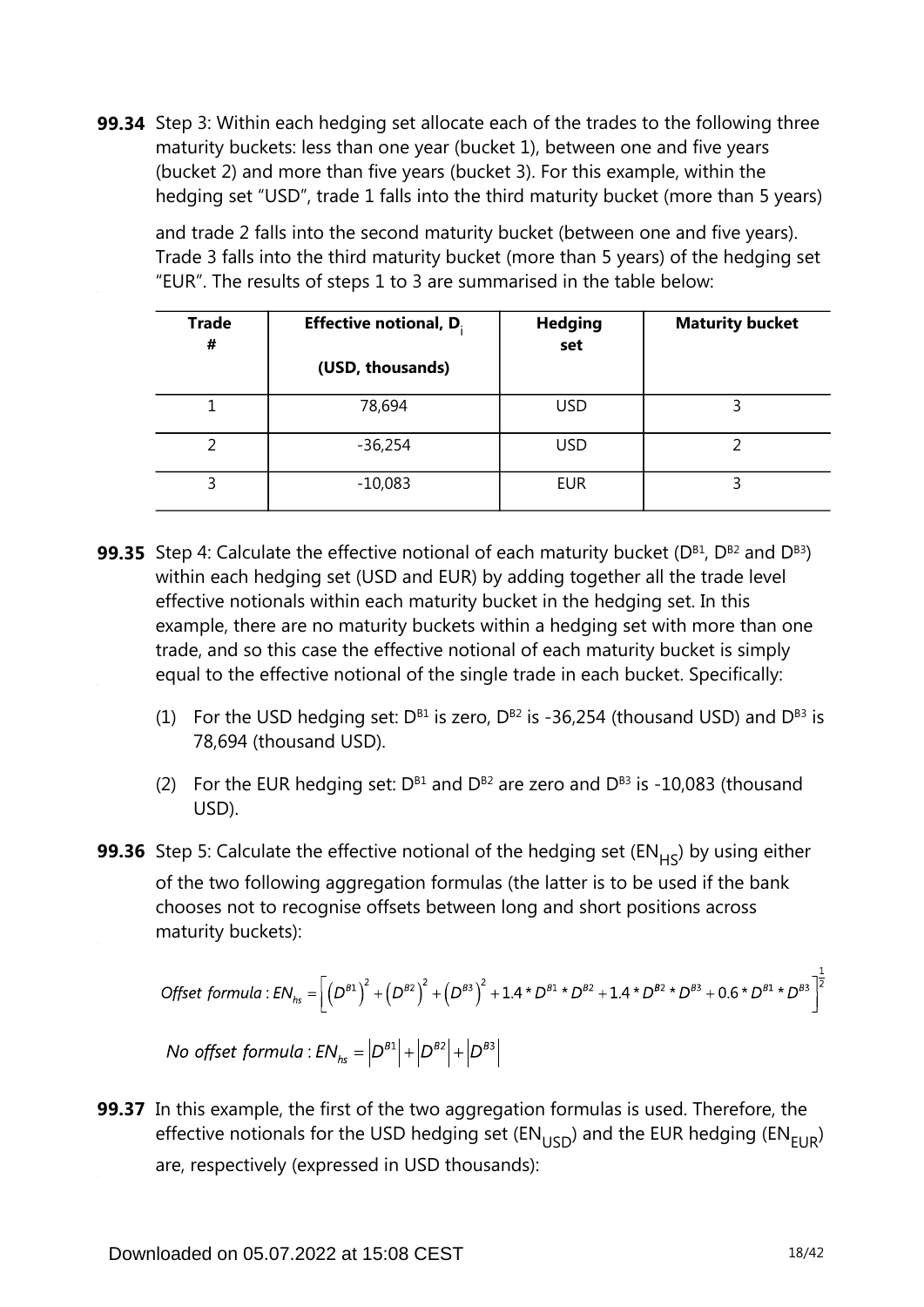**99.34** Step 3: Within each hedging set allocate each of the trades to the following three maturity buckets: less than one year (bucket 1), between one and five years (bucket 2) and more than five years (bucket 3). For this example, within the hedging set "USD", trade 1 falls into the third maturity bucket (more than 5 years) and trade 2 falls into the second maturity bucket (between one and five years). Trade 3 falls into the third maturity bucket (more than 5 years) of the hedging set "EUR". The results of steps 1 to 3 are summarised in the table below:

| Trade # | Effective notional, $D_i$ (USD, thousands) | Hedging set | Maturity bucket |
|---|---|---|---|
| 1 | 78,694 | USD | 3 |
| 2 | -36,254 | USD | 2 |
| 3 | -10,083 | EUR | 3 |

**99.35** Step 4: Calculate the effective notional of each maturity bucket ($D^{B1}$, $D^{B2}$ and $D^{B3}$) within each hedging set (USD and EUR) by adding together all the trade level effective notionals within each maturity bucket in the hedging set. In this example, there are no maturity buckets within a hedging set with more than one trade, and so this case the effective notional of each maturity bucket is simply equal to the effective notional of the single trade in each bucket. Specifically:

(1) For the USD hedging set: $D^{B1}$ is zero, $D^{B2}$ is -36,254 (thousand USD) and $D^{B3}$ is 78,694 (thousand USD).

(2) For the EUR hedging set: $D^{B1}$ and $D^{B2}$ are zero and $D^{B3}$ is -10,083 (thousand USD).

**99.36** Step 5: Calculate the effective notional of the hedging set ($EN_{HS}$) by using either of the two following aggregation formulas (the latter is to be used if the bank chooses not to recognise offsets between long and short positions across maturity buckets):

$$\text{Offset formula}: EN_{hs} = \left[\left(D^{B1}\right)^2 + \left(D^{B2}\right)^2 + \left(D^{B3}\right)^2 + 1.4 * D^{B1} * D^{B2} + 1.4 * D^{B2} * D^{B3} + 0.6 * D^{B1} * D^{B3}\right]^{\frac{1}{2}}$$

$$\text{No offset formula}: EN_{hs} = \left|D^{B1}\right| + \left|D^{B2}\right| + \left|D^{B3}\right|$$

**99.37** In this example, the first of the two aggregation formulas is used. Therefore, the effective notionals for the USD hedging set ($EN_{USD}$) and the EUR hedging ($EN_{EUR}$) are, respectively (expressed in USD thousands):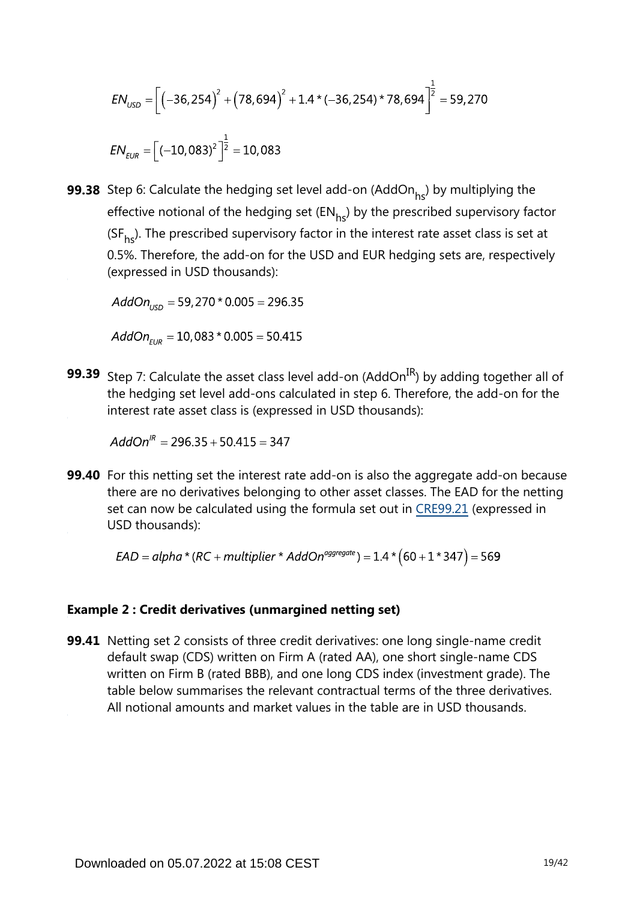$$EN_{USD} = \left[ \left(-36,254\right)^2 + \left(78,694\right)^2 + 1.4 * (-36,254) * 78,694 \right]^{\frac{1}{2}} = 59,270$$

$$EN_{EUR} = \left[ (-10,083)^2 \right]^{\frac{1}{2}} = 10,083$$

**99.38** Step 6: Calculate the hedging set level add-on ($AddOn_{hs}$) by multiplying the effective notional of the hedging set ($EN_{hs}$) by the prescribed supervisory factor ($SF_{hs}$). The prescribed supervisory factor in the interest rate asset class is set at 0.5%. Therefore, the add-on for the USD and EUR hedging sets are, respectively (expressed in USD thousands):

$$AddOn_{USD} = 59,270 * 0.005 = 296.35$$

$$AddOn_{EUR} = 10,083 * 0.005 = 50.415$$

**99.39** Step 7: Calculate the asset class level add-on ($AddOn^{IR}$) by adding together all of the hedging set level add-ons calculated in step 6. Therefore, the add-on for the interest rate asset class is (expressed in USD thousands):

$$AddOn^{IR} = 296.35 + 50.415 = 347$$

**99.40** For this netting set the interest rate add-on is also the aggregate add-on because there are no derivatives belonging to other asset classes. The EAD for the netting set can now be calculated using the formula set out in CRE99.21 (expressed in USD thousands):

$$EAD = alpha * (RC + multiplier * AddOn^{aggregate}) = 1.4 * \left(60 + 1 * 347\right) = 569$$

### Example 2 : Credit derivatives (unmargined netting set)

**99.41** Netting set 2 consists of three credit derivatives: one long single-name credit default swap (CDS) written on Firm A (rated AA), one short single-name CDS written on Firm B (rated BBB), and one long CDS index (investment grade). The table below summarises the relevant contractual terms of the three derivatives. All notional amounts and market values in the table are in USD thousands.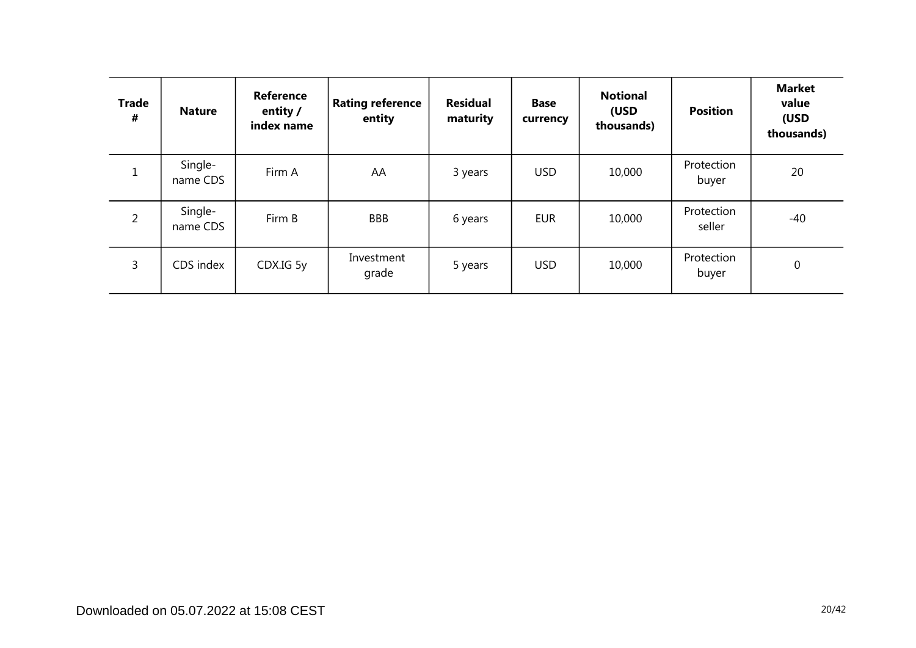| Trade # | Nature | Reference entity / index name | Rating reference entity | Residual maturity | Base currency | Notional (USD thousands) | Position | Market value (USD thousands) |
|---|---|---|---|---|---|---|---|---|
| 1 | Single-name CDS | Firm A | AA | 3 years | USD | 10,000 | Protection buyer | 20 |
| 2 | Single-name CDS | Firm B | BBB | 6 years | EUR | 10,000 | Protection seller | -40 |
| 3 | CDS index | CDX.IG 5y | Investment grade | 5 years | USD | 10,000 | Protection buyer | 0 |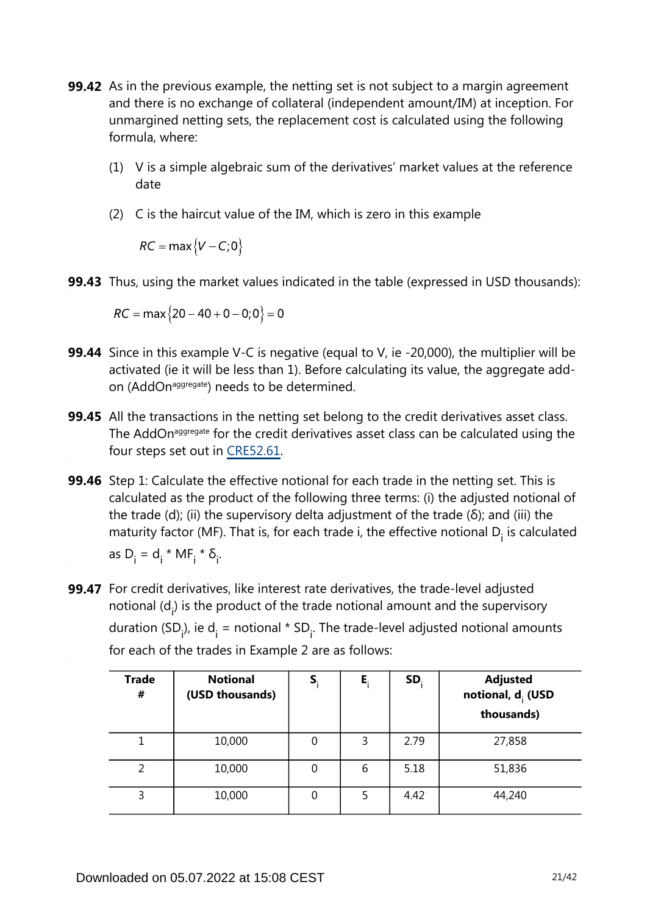**99.42** As in the previous example, the netting set is not subject to a margin agreement and there is no exchange of collateral (independent amount/IM) at inception. For unmargined netting sets, the replacement cost is calculated using the following formula, where:

(1) V is a simple algebraic sum of the derivatives' market values at the reference date

(2) C is the haircut value of the IM, which is zero in this example

$$RC = \max\{V - C; 0\}$$

**99.43** Thus, using the market values indicated in the table (expressed in USD thousands):

$$RC = \max\{20 - 40 + 0 - 0; 0\} = 0$$

**99.44** Since in this example V-C is negative (equal to V, ie -20,000), the multiplier will be activated (ie it will be less than 1). Before calculating its value, the aggregate add-on ($AddOn^{aggregate}$) needs to be determined.

**99.45** All the transactions in the netting set belong to the credit derivatives asset class. The $AddOn^{aggregate}$ for the credit derivatives asset class can be calculated using the four steps set out in CRE52.61.

**99.46** Step 1: Calculate the effective notional for each trade in the netting set. This is calculated as the product of the following three terms: (i) the adjusted notional of the trade (d); (ii) the supervisory delta adjustment of the trade (δ); and (iii) the maturity factor (MF). That is, for each trade i, the effective notional $D_i$ is calculated as $D_i = d_i * MF_i * \delta_i$.

**99.47** For credit derivatives, like interest rate derivatives, the trade-level adjusted notional ($d_i$) is the product of the trade notional amount and the supervisory duration ($SD_i$), ie $d_i$ = notional * $SD_i$. The trade-level adjusted notional amounts for each of the trades in Example 2 are as follows:

| Trade # | Notional (USD thousands) | $S_i$ | $E_i$ | $SD_i$ | Adjusted notional, $d_i$ (USD thousands) |
|---|---|---|---|---|---|
| 1 | 10,000 | 0 | 3 | 2.79 | 27,858 |
| 2 | 10,000 | 0 | 6 | 5.18 | 51,836 |
| 3 | 10,000 | 0 | 5 | 4.42 | 44,240 |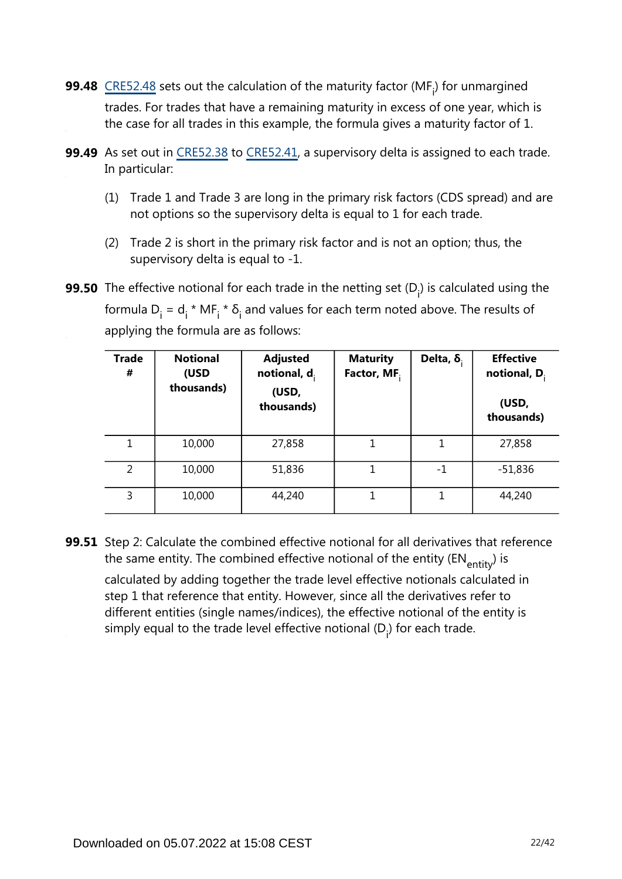**99.48** CRE52.48 sets out the calculation of the maturity factor ($MF_i$) for unmargined trades. For trades that have a remaining maturity in excess of one year, which is the case for all trades in this example, the formula gives a maturity factor of 1.

**99.49** As set out in CRE52.38 to CRE52.41, a supervisory delta is assigned to each trade. In particular:

(1) Trade 1 and Trade 3 are long in the primary risk factors (CDS spread) and are not options so the supervisory delta is equal to 1 for each trade.

(2) Trade 2 is short in the primary risk factor and is not an option; thus, the supervisory delta is equal to -1.

**99.50** The effective notional for each trade in the netting set ($D_i$) is calculated using the formula $D_i = d_i * MF_i * \delta_i$ and values for each term noted above. The results of applying the formula are as follows:

| Trade # | Notional (USD thousands) | Adjusted notional, $d_i$ (USD, thousands) | Maturity Factor, $MF_i$ | Delta, $\delta_i$ | Effective notional, $D_i$ (USD, thousands) |
|---|---|---|---|---|---|
| 1 | 10,000 | 27,858 | 1 | 1 | 27,858 |
| 2 | 10,000 | 51,836 | 1 | -1 | -51,836 |
| 3 | 10,000 | 44,240 | 1 | 1 | 44,240 |

**99.51** Step 2: Calculate the combined effective notional for all derivatives that reference the same entity. The combined effective notional of the entity ($EN_{entity}$) is calculated by adding together the trade level effective notionals calculated in step 1 that reference that entity. However, since all the derivatives refer to different entities (single names/indices), the effective notional of the entity is simply equal to the trade level effective notional ($D_i$) for each trade.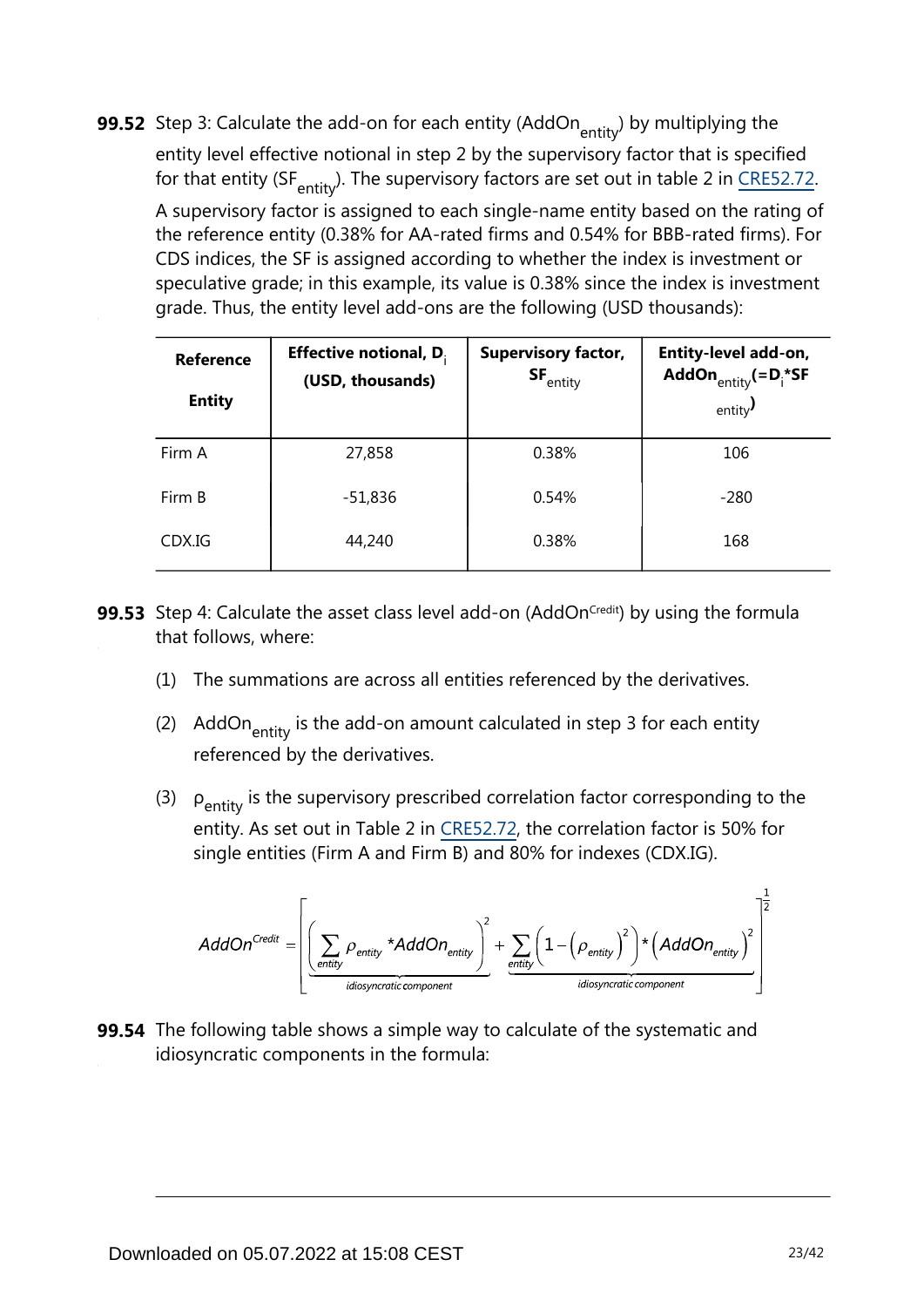**99.52** Step 3: Calculate the add-on for each entity ($AddOn_{entity}$) by multiplying the entity level effective notional in step 2 by the supervisory factor that is specified for that entity ($SF_{entity}$). The supervisory factors are set out in table 2 in CRE52.72.

A supervisory factor is assigned to each single-name entity based on the rating of the reference entity (0.38% for AA-rated firms and 0.54% for BBB-rated firms). For CDS indices, the SF is assigned according to whether the index is investment or speculative grade; in this example, its value is 0.38% since the index is investment grade. Thus, the entity level add-ons are the following (USD thousands):

| Reference Entity | Effective notional, $D_i$ (USD, thousands) | Supervisory factor, $SF_{entity}$ | Entity-level add-on, $AddOn_{entity}$ ($=D_i*SF_{entity}$) |
|---|---|---|---|
| Firm A | 27,858 | 0.38% | 106 |
| Firm B | -51,836 | 0.54% | -280 |
| CDX.IG | 44,240 | 0.38% | 168 |

**99.53** Step 4: Calculate the asset class level add-on ($AddOn^{Credit}$) by using the formula that follows, where:

(1) The summations are across all entities referenced by the derivatives.

(2) $AddOn_{entity}$ is the add-on amount calculated in step 3 for each entity referenced by the derivatives.

(3) $\rho_{entity}$ is the supervisory prescribed correlation factor corresponding to the entity. As set out in Table 2 in CRE52.72, the correlation factor is 50% for single entities (Firm A and Firm B) and 80% for indexes (CDX.IG).

$$AddOn^{Credit} = \left[ \underbrace{\left( \sum_{entity} \rho_{entity} * AddOn_{entity} \right)^2}_{idiosyncratic\ component} + \underbrace{\sum_{entity} \left( 1 - \left( \rho_{entity} \right)^2 \right) * \left( AddOn_{entity} \right)^2}_{idiosyncratic\ component} \right]^{\frac{1}{2}}$$

**99.54** The following table shows a simple way to calculate of the systematic and idiosyncratic components in the formula: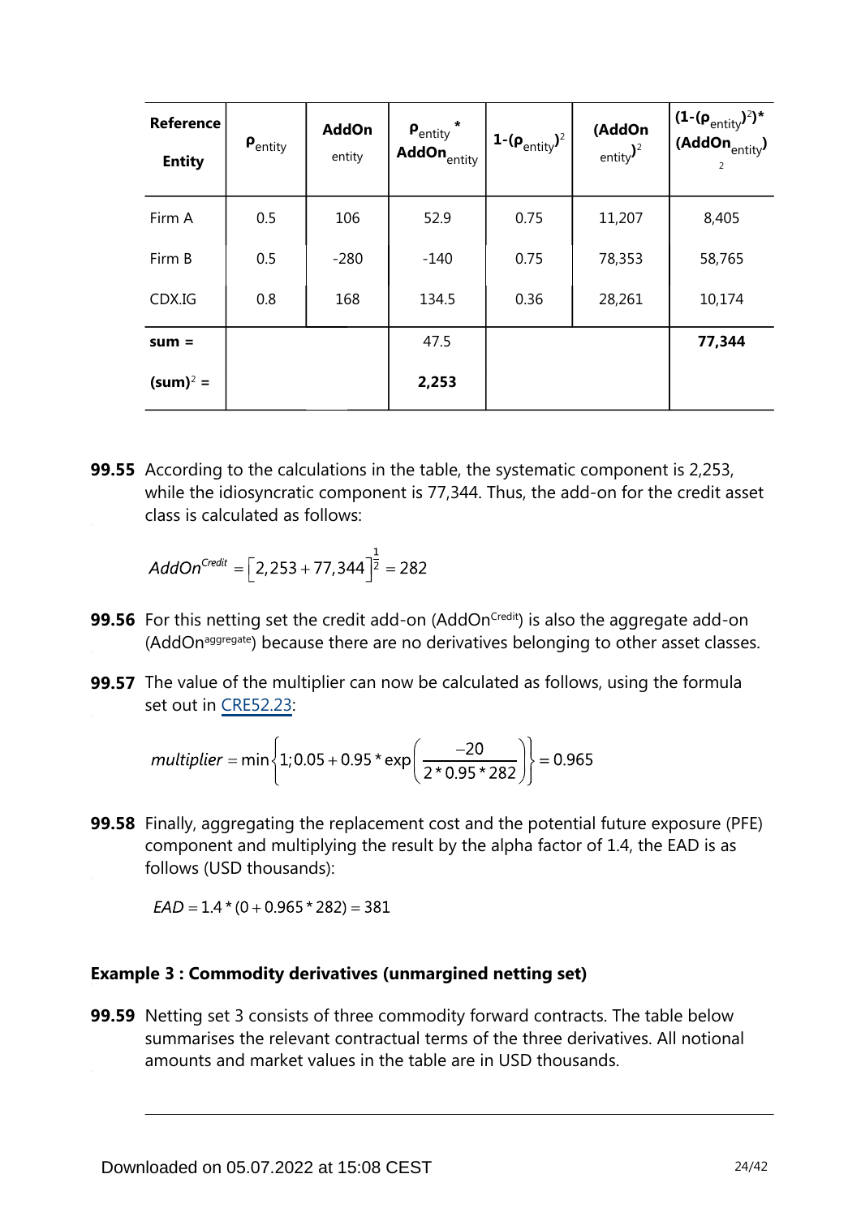| Reference Entity | $\rho_{entity}$ | AddOn entity | $\rho_{entity}$ * $AddOn_{entity}$ | $1-(\rho_{entity})^2$ | $(AddOn_{entity})^2$ | $(1-(\rho_{entity})^2)*(AddOn_{entity})^2$ |
|---|---|---|---|---|---|---|
| Firm A | 0.5 | 106 | 52.9 | 0.75 | 11,207 | 8,405 |
| Firm B | 0.5 | -280 | -140 | 0.75 | 78,353 | 58,765 |
| CDX.IG | 0.8 | 168 | 134.5 | 0.36 | 28,261 | 10,174 |
| **sum =** | | | 47.5 | | | **77,344** |
| **$(sum)^2$ =** | | | **2,253** | | | |

**99.55** According to the calculations in the table, the systematic component is 2,253, while the idiosyncratic component is 77,344. Thus, the add-on for the credit asset class is calculated as follows:

$$AddOn^{Credit} = \left[2,253 + 77,344\right]^{\frac{1}{2}} = 282$$

**99.56** For this netting set the credit add-on ($AddOn^{Credit}$) is also the aggregate add-on ($AddOn^{aggregate}$) because there are no derivatives belonging to other asset classes.

**99.57** The value of the multiplier can now be calculated as follows, using the formula set out in CRE52.23:

$$multiplier = \min\left\{1; 0.05 + 0.95 * \exp\left(\frac{-20}{2 * 0.95 * 282}\right)\right\} = 0.965$$

**99.58** Finally, aggregating the replacement cost and the potential future exposure (PFE) component and multiplying the result by the alpha factor of 1.4, the EAD is as follows (USD thousands):

$$EAD = 1.4 * (0 + 0.965 * 282) = 381$$

### Example 3 : Commodity derivatives (unmargined netting set)

**99.59** Netting set 3 consists of three commodity forward contracts. The table below summarises the relevant contractual terms of the three derivatives. All notional amounts and market values in the table are in USD thousands.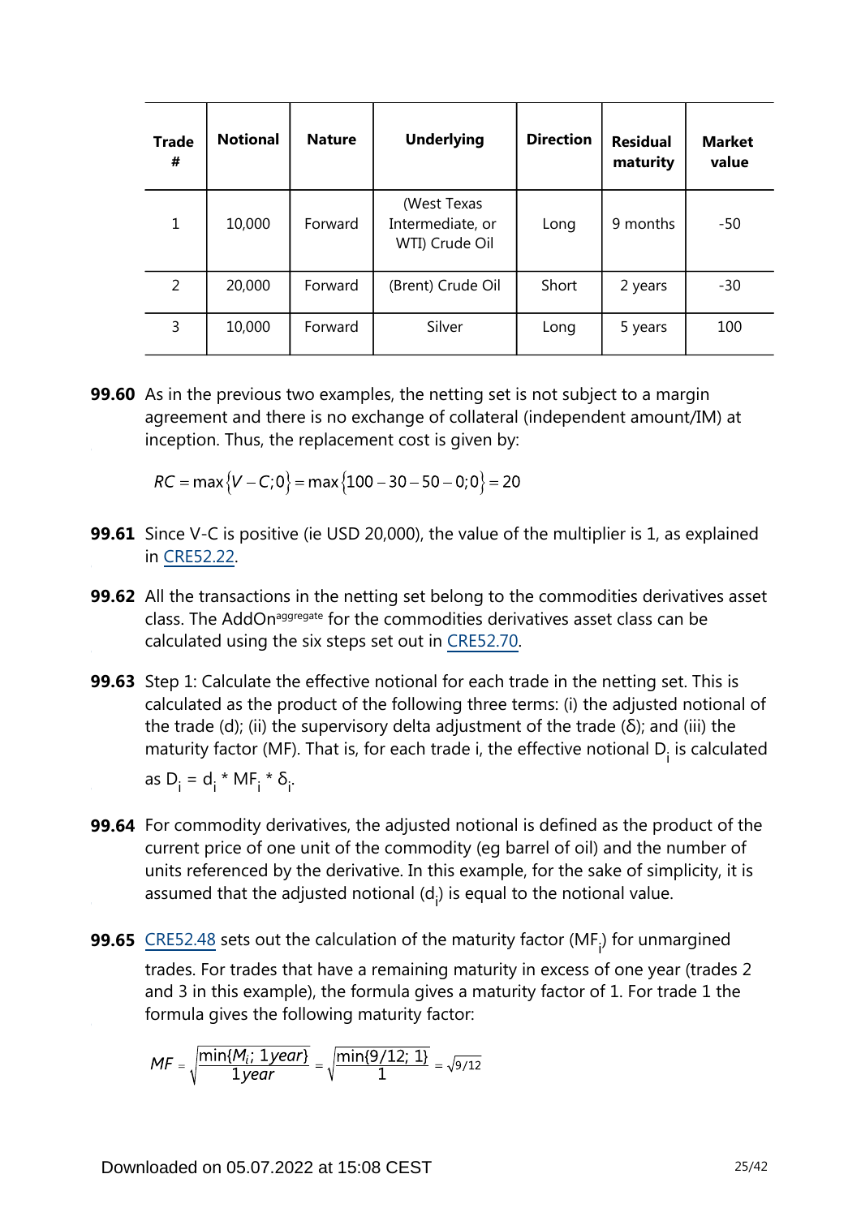| Trade # | Notional | Nature | Underlying | Direction | Residual maturity | Market value |
|---|---|---|---|---|---|---|
| 1 | 10,000 | Forward | (West Texas Intermediate, or WTI) Crude Oil | Long | 9 months | -50 |
| 2 | 20,000 | Forward | (Brent) Crude Oil | Short | 2 years | -30 |
| 3 | 10,000 | Forward | Silver | Long | 5 years | 100 |

**99.60** As in the previous two examples, the netting set is not subject to a margin agreement and there is no exchange of collateral (independent amount/IM) at inception. Thus, the replacement cost is given by:

$$RC = \max\{V - C; 0\} = \max\{100 - 30 - 50 - 0; 0\} = 20$$

**99.61** Since V-C is positive (ie USD 20,000), the value of the multiplier is 1, as explained in CRE52.22.

**99.62** All the transactions in the netting set belong to the commodities derivatives asset class. The $AddOn^{aggregate}$ for the commodities derivatives asset class can be calculated using the six steps set out in CRE52.70.

**99.63** Step 1: Calculate the effective notional for each trade in the netting set. This is calculated as the product of the following three terms: (i) the adjusted notional of the trade (d); (ii) the supervisory delta adjustment of the trade (δ); and (iii) the maturity factor (MF). That is, for each trade i, the effective notional $D_i$ is calculated as $D_i = d_i * MF_i * \delta_i$.

**99.64** For commodity derivatives, the adjusted notional is defined as the product of the current price of one unit of the commodity (eg barrel of oil) and the number of units referenced by the derivative. In this example, for the sake of simplicity, it is assumed that the adjusted notional ($d_i$) is equal to the notional value.

**99.65** CRE52.48 sets out the calculation of the maturity factor ($MF_i$) for unmargined trades. For trades that have a remaining maturity in excess of one year (trades 2 and 3 in this example), the formula gives a maturity factor of 1. For trade 1 the formula gives the following maturity factor:

$$MF = \sqrt{\frac{\min\{M_i;\ 1year\}}{1year}} = \sqrt{\frac{\min\{9/12;\ 1\}}{1}} = \sqrt{9/12}$$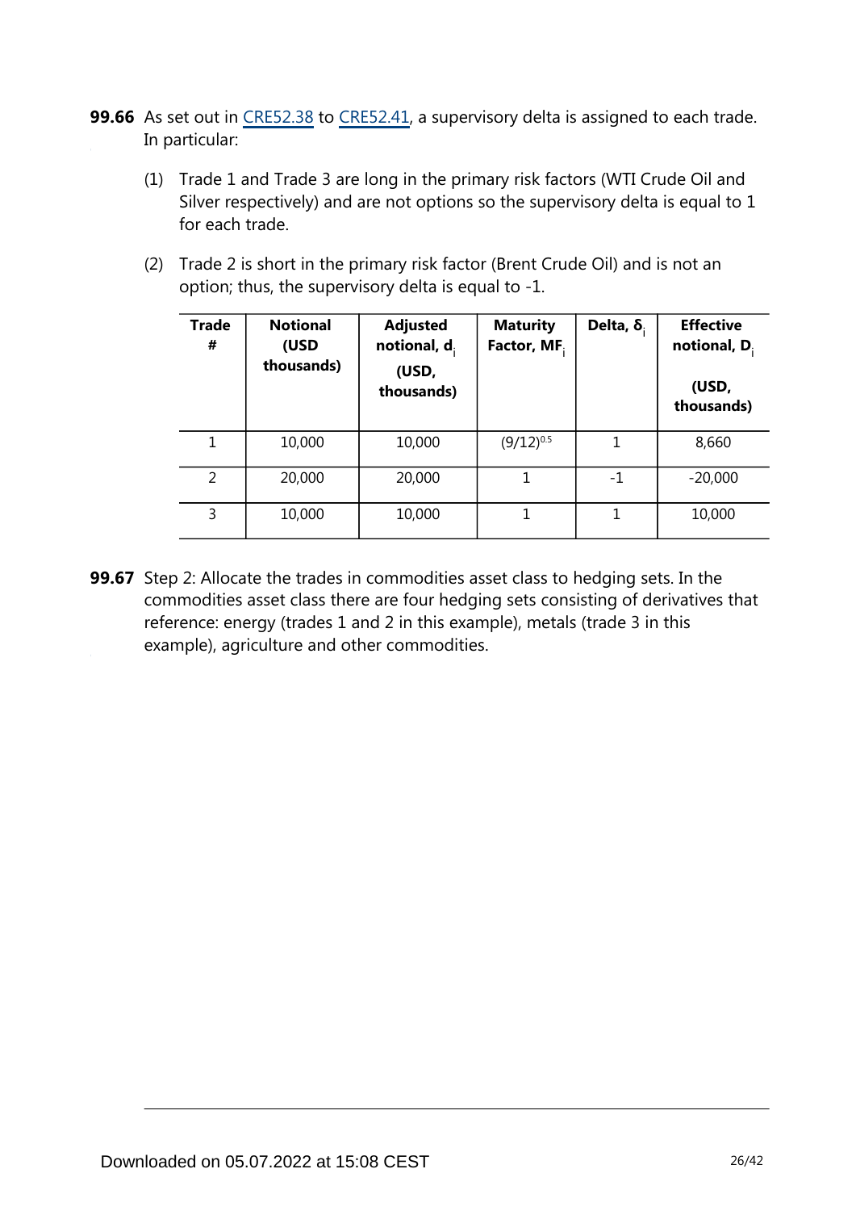**99.66** As set out in CRE52.38 to CRE52.41, a supervisory delta is assigned to each trade. In particular:

(1) Trade 1 and Trade 3 are long in the primary risk factors (WTI Crude Oil and Silver respectively) and are not options so the supervisory delta is equal to 1 for each trade.

(2) Trade 2 is short in the primary risk factor (Brent Crude Oil) and is not an option; thus, the supervisory delta is equal to -1.

| Trade # | Notional (USD thousands) | Adjusted notional, $d_i$ (USD, thousands) | Maturity Factor, $MF_i$ | Delta, $\delta_i$ | Effective notional, $D_i$ (USD, thousands) |
|---|---|---|---|---|---|
| 1 | 10,000 | 10,000 | $(9/12)^{0.5}$ | 1 | 8,660 |
| 2 | 20,000 | 20,000 | 1 | -1 | -20,000 |
| 3 | 10,000 | 10,000 | 1 | 1 | 10,000 |

**99.67** Step 2: Allocate the trades in commodities asset class to hedging sets. In the commodities asset class there are four hedging sets consisting of derivatives that reference: energy (trades 1 and 2 in this example), metals (trade 3 in this example), agriculture and other commodities.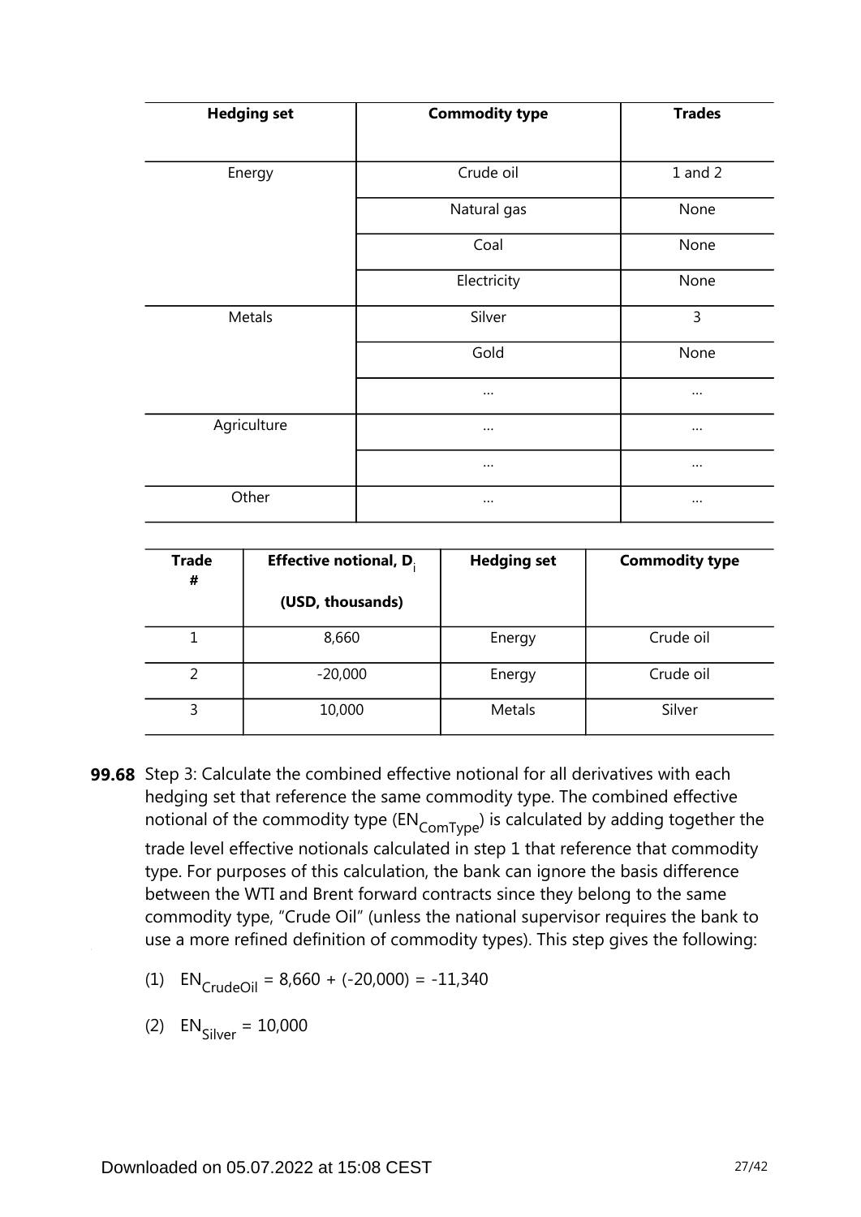| Hedging set | Commodity type | Trades |
|---|---|---|
| Energy | Crude oil | 1 and 2 |
| | Natural gas | None |
| | Coal | None |
| | Electricity | None |
| Metals | Silver | 3 |
| | Gold | None |
| | ... | ... |
| Agriculture | ... | ... |
| | ... | ... |
| Other | ... | ... |

| Trade # | Effective notional, $D_i$ (USD, thousands) | Hedging set | Commodity type |
|---|---|---|---|
| 1 | 8,660 | Energy | Crude oil |
| 2 | -20,000 | Energy | Crude oil |
| 3 | 10,000 | Metals | Silver |

**99.68** Step 3: Calculate the combined effective notional for all derivatives with each hedging set that reference the same commodity type. The combined effective notional of the commodity type ($EN_{ComType}$) is calculated by adding together the trade level effective notionals calculated in step 1 that reference that commodity type. For purposes of this calculation, the bank can ignore the basis difference between the WTI and Brent forward contracts since they belong to the same commodity type, "Crude Oil" (unless the national supervisor requires the bank to use a more refined definition of commodity types). This step gives the following:

(1) $EN_{CrudeOil} = 8{,}660 + (-20{,}000) = -11{,}340$

(2) $EN_{Silver} = 10{,}000$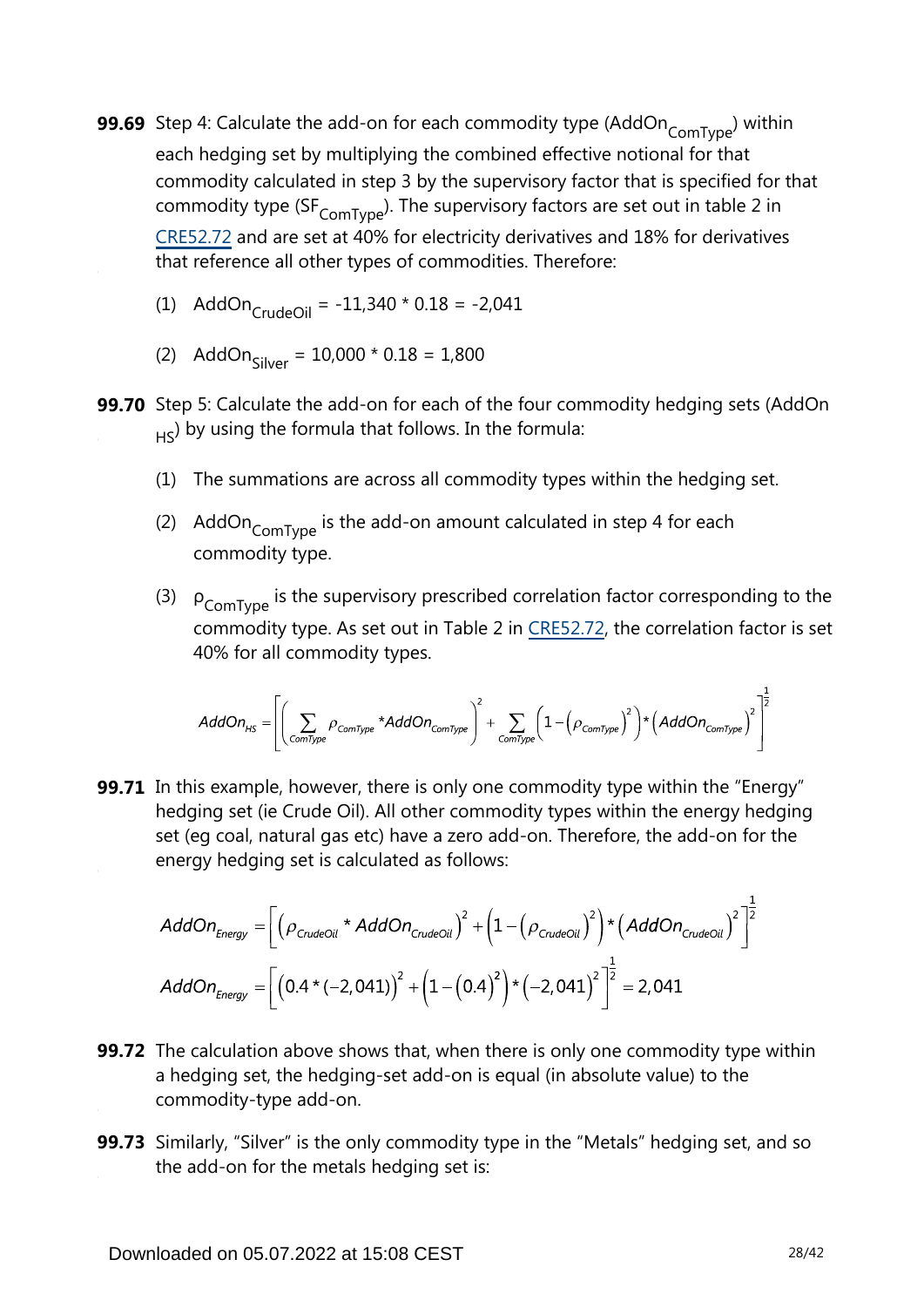**99.69** Step 4: Calculate the add-on for each commodity type ($AddOn_{ComType}$) within each hedging set by multiplying the combined effective notional for that commodity calculated in step 3 by the supervisory factor that is specified for that commodity type ($SF_{ComType}$). The supervisory factors are set out in table 2 in CRE52.72 and are set at 40% for electricity derivatives and 18% for derivatives that reference all other types of commodities. Therefore:

(1) $AddOn_{CrudeOil}$ = -11,340 * 0.18 = -2,041

(2) $AddOn_{Silver}$ = 10,000 * 0.18 = 1,800

**99.70** Step 5: Calculate the add-on for each of the four commodity hedging sets ($AddOn_{HS}$) by using the formula that follows. In the formula:

(1) The summations are across all commodity types within the hedging set.

(2) $AddOn_{ComType}$ is the add-on amount calculated in step 4 for each commodity type.

(3) $\rho_{ComType}$ is the supervisory prescribed correlation factor corresponding to the commodity type. As set out in Table 2 in CRE52.72, the correlation factor is set 40% for all commodity types.

$$AddOn_{HS} = \left[ \left( \sum_{ComType} \rho_{ComType} * AddOn_{ComType} \right)^2 + \sum_{ComType} \left( 1 - \left( \rho_{ComType} \right)^2 \right) * \left( AddOn_{ComType} \right)^2 \right]^{\frac{1}{2}}$$

**99.71** In this example, however, there is only one commodity type within the "Energy" hedging set (ie Crude Oil). All other commodity types within the energy hedging set (eg coal, natural gas etc) have a zero add-on. Therefore, the add-on for the energy hedging set is calculated as follows:

$$AddOn_{Energy} = \left[ \left( \rho_{CrudeOil} * AddOn_{CrudeOil} \right)^2 + \left( 1 - \left( \rho_{CrudeOil} \right)^2 \right) * \left( AddOn_{CrudeOil} \right)^2 \right]^{\frac{1}{2}}$$

$$AddOn_{Energy} = \left[ \left( 0.4 * (-2{,}041) \right)^2 + \left( 1 - \left( 0.4 \right)^2 \right) * \left( -2{,}041 \right)^2 \right]^{\frac{1}{2}} = 2{,}041$$

**99.72** The calculation above shows that, when there is only one commodity type within a hedging set, the hedging-set add-on is equal (in absolute value) to the commodity-type add-on.

**99.73** Similarly, "Silver" is the only commodity type in the "Metals" hedging set, and so the add-on for the metals hedging set is: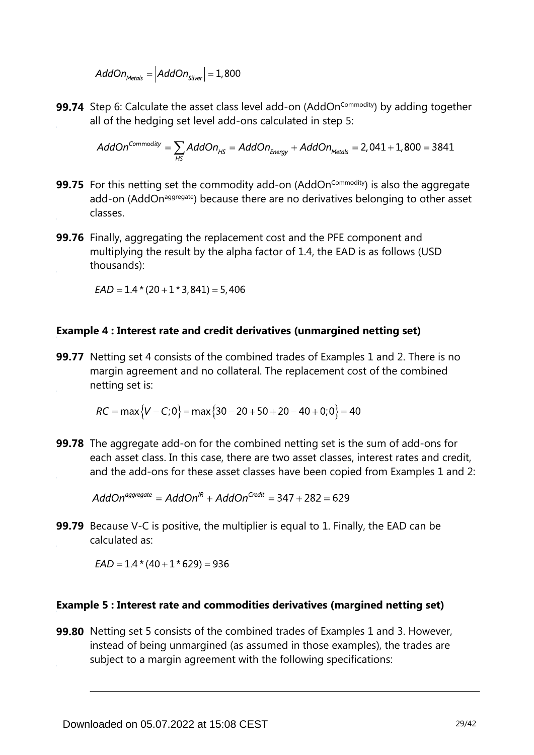$$AddOn_{Metals} = \left|AddOn_{Silver}\right| = 1,800$$

**99.74** Step 6: Calculate the asset class level add-on ($AddOn^{Commodity}$) by adding together all of the hedging set level add-ons calculated in step 5:

$$AddOn^{Commodity} = \sum_{HS} AddOn_{HS} = AddOn_{Energy} + AddOn_{Metals} = 2,041 + 1,800 = 3841$$

**99.75** For this netting set the commodity add-on ($AddOn^{Commodity}$) is also the aggregate add-on ($AddOn^{aggregate}$) because there are no derivatives belonging to other asset classes.

**99.76** Finally, aggregating the replacement cost and the PFE component and multiplying the result by the alpha factor of 1.4, the EAD is as follows (USD thousands):

$$EAD = 1.4 * (20 + 1 * 3,841) = 5,406$$

### Example 4 : Interest rate and credit derivatives (unmargined netting set)

**99.77** Netting set 4 consists of the combined trades of Examples 1 and 2. There is no margin agreement and no collateral. The replacement cost of the combined netting set is:

$$RC = \max\{V - C; 0\} = \max\{30 - 20 + 50 + 20 - 40 + 0; 0\} = 40$$

**99.78** The aggregate add-on for the combined netting set is the sum of add-ons for each asset class. In this case, there are two asset classes, interest rates and credit, and the add-ons for these asset classes have been copied from Examples 1 and 2:

$$AddOn^{aggregate} = AddOn^{IR} + AddOn^{Credit} = 347 + 282 = 629$$

**99.79** Because V-C is positive, the multiplier is equal to 1. Finally, the EAD can be calculated as:

$$EAD = 1.4 * (40 + 1 * 629) = 936$$

### Example 5 : Interest rate and commodities derivatives (margined netting set)

**99.80** Netting set 5 consists of the combined trades of Examples 1 and 3. However, instead of being unmargined (as assumed in those examples), the trades are subject to a margin agreement with the following specifications: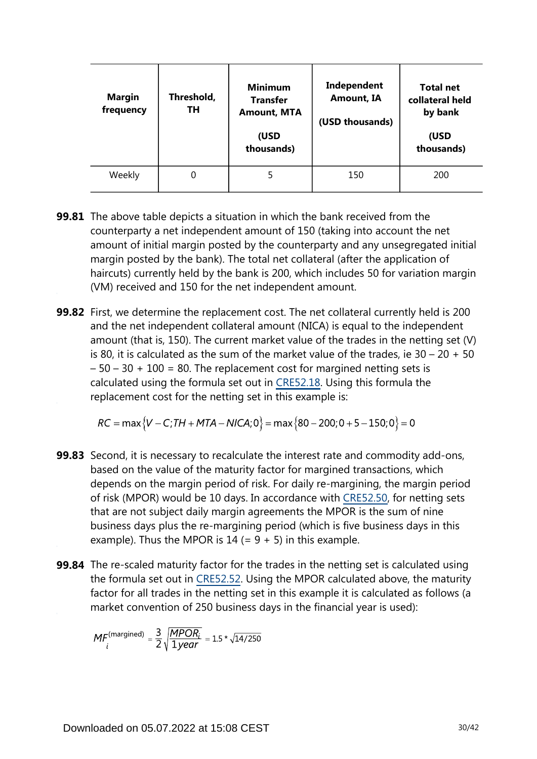| Margin frequency | Threshold, TH | Minimum Transfer Amount, MTA (USD thousands) | Independent Amount, IA (USD thousands) | Total net collateral held by bank (USD thousands) |
| --- | --- | --- | --- | --- |
| Weekly | 0 | 5 | 150 | 200 |

**99.81** The above table depicts a situation in which the bank received from the counterparty a net independent amount of 150 (taking into account the net amount of initial margin posted by the counterparty and any unsegregated initial margin posted by the bank). The total net collateral (after the application of haircuts) currently held by the bank is 200, which includes 50 for variation margin (VM) received and 150 for the net independent amount.

**99.82** First, we determine the replacement cost. The net collateral currently held is 200 and the net independent collateral amount (NICA) is equal to the independent amount (that is, 150). The current market value of the trades in the netting set (V) is 80, it is calculated as the sum of the market value of the trades, ie 30 – 20 + 50 – 50 – 30 + 100 = 80. The replacement cost for margined netting sets is calculated using the formula set out in CRE52.18. Using this formula the replacement cost for the netting set in this example is:

$$RC = \max\left\{V - C; TH + MTA - NICA; 0\right\} = \max\left\{80 - 200; 0 + 5 - 150; 0\right\} = 0$$

**99.83** Second, it is necessary to recalculate the interest rate and commodity add-ons, based on the value of the maturity factor for margined transactions, which depends on the margin period of risk. For daily re-margining, the margin period of risk (MPOR) would be 10 days. In accordance with CRE52.50, for netting sets that are not subject daily margin agreements the MPOR is the sum of nine business days plus the re-margining period (which is five business days in this example). Thus the MPOR is 14 (= 9 + 5) in this example.

**99.84** The re-scaled maturity factor for the trades in the netting set is calculated using the formula set out in CRE52.52. Using the MPOR calculated above, the maturity factor for all trades in the netting set in this example it is calculated as follows (a market convention of 250 business days in the financial year is used):

$$MF_i^{(\text{margined})} = \frac{3}{2}\sqrt{\frac{MPOR_i}{1 year}} = 1.5 * \sqrt{14/250}$$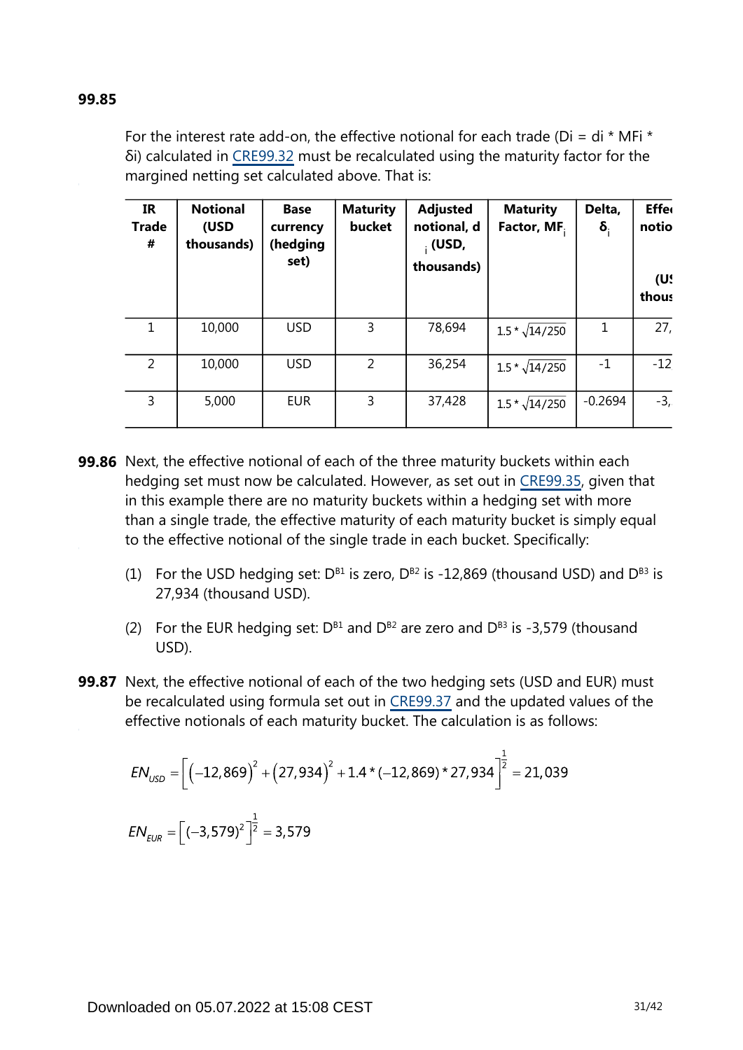**99.85**

For the interest rate add-on, the effective notional for each trade (Di = di * MFi * δi) calculated in CRE99.32 must be recalculated using the maturity factor for the margined netting set calculated above. That is:

| IR Trade # | Notional (USD thousands) | Base currency (hedging set) | Maturity bucket | Adjusted notional, $d_i$ (USD, thousands) | Maturity Factor, $MF_i$ | Delta, $\delta_i$ | Effe notio (US thous |
|---|---|---|---|---|---|---|---|
| 1 | 10,000 | USD | 3 | 78,694 | $1.5 * \sqrt{14/250}$ | 1 | 27, |
| 2 | 10,000 | USD | 2 | 36,254 | $1.5 * \sqrt{14/250}$ | -1 | -12 |
| 3 | 5,000 | EUR | 3 | 37,428 | $1.5 * \sqrt{14/250}$ | -0.2694 | -3, |

**99.86** Next, the effective notional of each of the three maturity buckets within each hedging set must now be calculated. However, as set out in CRE99.35, given that in this example there are no maturity buckets within a hedging set with more than a single trade, the effective maturity of each maturity bucket is simply equal to the effective notional of the single trade in each bucket. Specifically:

(1) For the USD hedging set: $D^{B1}$ is zero, $D^{B2}$ is -12,869 (thousand USD) and $D^{B3}$ is 27,934 (thousand USD).

(2) For the EUR hedging set: $D^{B1}$ and $D^{B2}$ are zero and $D^{B3}$ is -3,579 (thousand USD).

**99.87** Next, the effective notional of each of the two hedging sets (USD and EUR) must be recalculated using formula set out in CRE99.37 and the updated values of the effective notionals of each maturity bucket. The calculation is as follows:

$$EN_{USD} = \left[ (-12{,}869)^2 + (27{,}934)^2 + 1.4 * (-12{,}869) * 27{,}934 \right]^{\frac{1}{2}} = 21{,}039$$

$$EN_{EUR} = \left[ (-3{,}579)^2 \right]^{\frac{1}{2}} = 3{,}579$$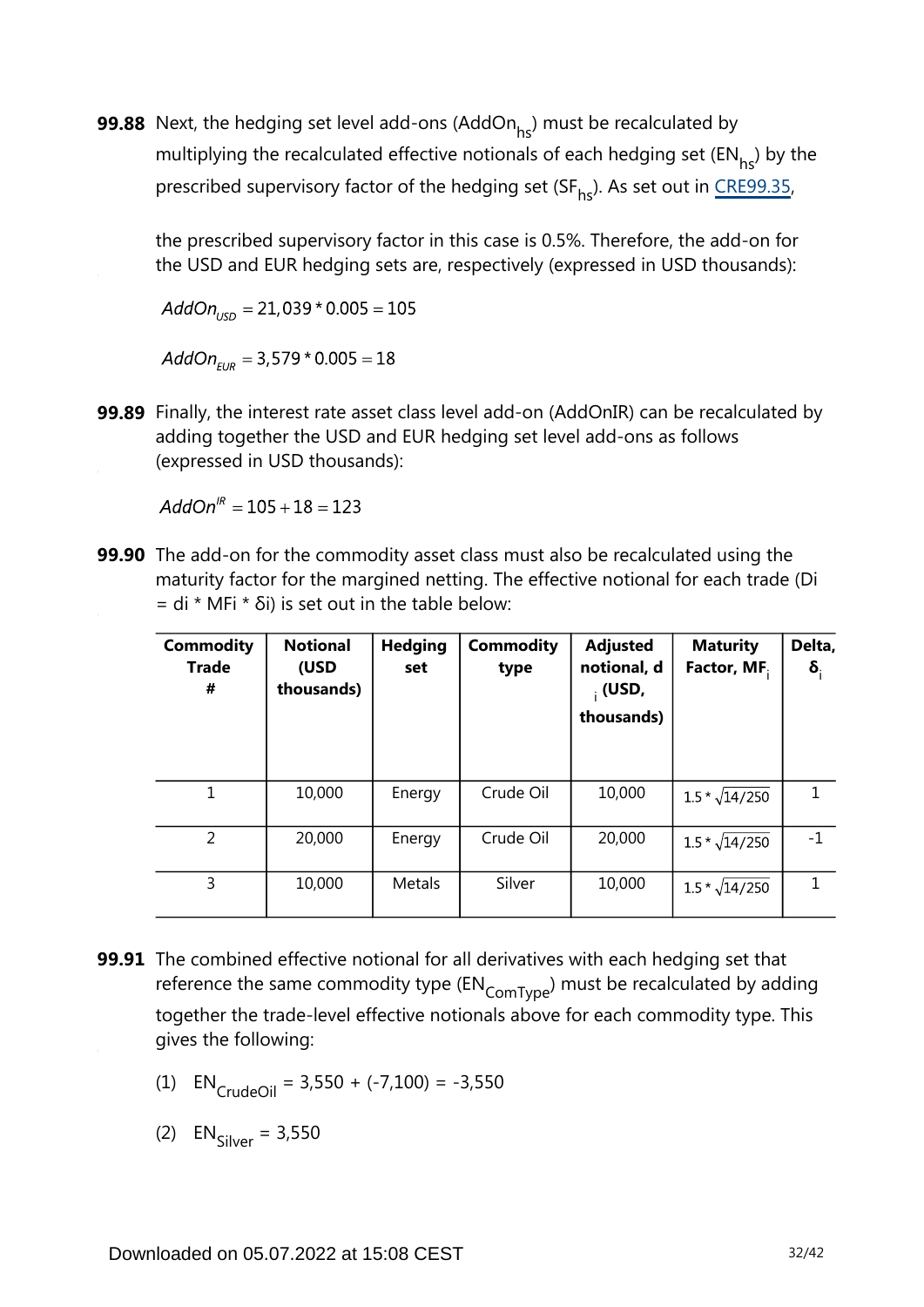**99.88** Next, the hedging set level add-ons ($AddOn_{hs}$) must be recalculated by multiplying the recalculated effective notionals of each hedging set ($EN_{hs}$) by the prescribed supervisory factor of the hedging set ($SF_{hs}$). As set out in CRE99.35,

the prescribed supervisory factor in this case is 0.5%. Therefore, the add-on for the USD and EUR hedging sets are, respectively (expressed in USD thousands):

$$AddOn_{USD} = 21{,}039 * 0.005 = 105$$

$$AddOn_{EUR} = 3{,}579 * 0.005 = 18$$

**99.89** Finally, the interest rate asset class level add-on (AddOnIR) can be recalculated by adding together the USD and EUR hedging set level add-ons as follows (expressed in USD thousands):

$$AddOn^{IR} = 105 + 18 = 123$$

**99.90** The add-on for the commodity asset class must also be recalculated using the maturity factor for the margined netting. The effective notional for each trade (Di = di * MFi * δi) is set out in the table below:

| Commodity Trade # | Notional (USD thousands) | Hedging set | Commodity type | Adjusted notional, $d_i$ (USD, thousands) | Maturity Factor, $MF_i$ | Delta, $\delta_i$ |
|---|---|---|---|---|---|---|
| 1 | 10,000 | Energy | Crude Oil | 10,000 | $1.5 * \sqrt{14/250}$ | 1 |
| 2 | 20,000 | Energy | Crude Oil | 20,000 | $1.5 * \sqrt{14/250}$ | -1 |
| 3 | 10,000 | Metals | Silver | 10,000 | $1.5 * \sqrt{14/250}$ | 1 |

**99.91** The combined effective notional for all derivatives with each hedging set that reference the same commodity type ($EN_{ComType}$) must be recalculated by adding together the trade-level effective notionals above for each commodity type. This gives the following:

(1) $EN_{CrudeOil}$ = 3,550 + (-7,100) = -3,550

(2) $EN_{Silver}$ = 3,550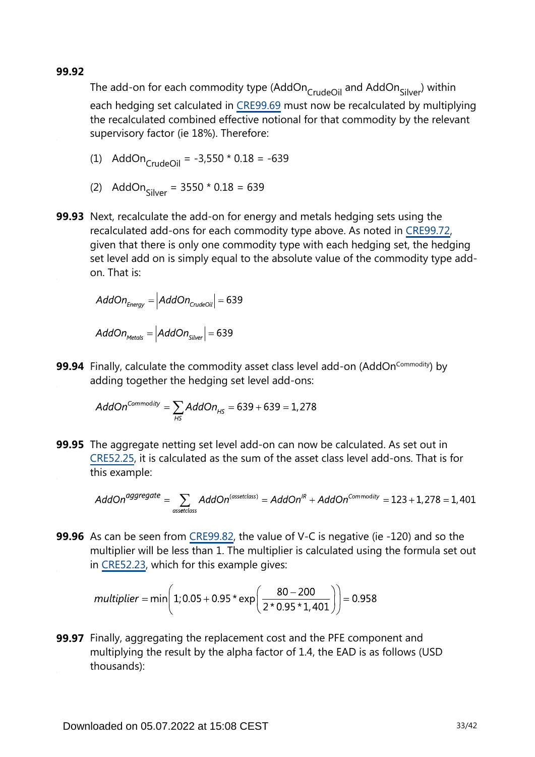**99.92**

The add-on for each commodity type ($AddOn_{CrudeOil}$ and $AddOn_{Silver}$) within each hedging set calculated in CRE99.69 must now be recalculated by multiplying the recalculated combined effective notional for that commodity by the relevant supervisory factor (ie 18%). Therefore:

(1) $AddOn_{CrudeOil}$ = -3,550 * 0.18 = -639

(2) $AddOn_{Silver}$ = 3550 * 0.18 = 639

**99.93** Next, recalculate the add-on for energy and metals hedging sets using the recalculated add-ons for each commodity type above. As noted in CRE99.72, given that there is only one commodity type with each hedging set, the hedging set level add on is simply equal to the absolute value of the commodity type add-on. That is:

$$AddOn_{Energy} = \left|AddOn_{CrudeOil}\right| = 639$$

$$AddOn_{Metals} = \left|AddOn_{Silver}\right| = 639$$

**99.94** Finally, calculate the commodity asset class level add-on ($AddOn^{Commodity}$) by adding together the hedging set level add-ons:

$$AddOn^{Commodity} = \sum_{HS} AddOn_{HS} = 639 + 639 = 1,278$$

**99.95** The aggregate netting set level add-on can now be calculated. As set out in CRE52.25, it is calculated as the sum of the asset class level add-ons. That is for this example:

$$AddOn^{aggregate} = \sum_{assetclass} AddOn^{(assetclass)} = AddOn^{IR} + AddOn^{Commodity} = 123 + 1,278 = 1,401$$

**99.96** As can be seen from CRE99.82, the value of V-C is negative (ie -120) and so the multiplier will be less than 1. The multiplier is calculated using the formula set out in CRE52.23, which for this example gives:

$$multiplier = \min\left(1; 0.05 + 0.95 * \exp\left(\frac{80-200}{2*0.95*1,401}\right)\right) = 0.958$$

**99.97** Finally, aggregating the replacement cost and the PFE component and multiplying the result by the alpha factor of 1.4, the EAD is as follows (USD thousands):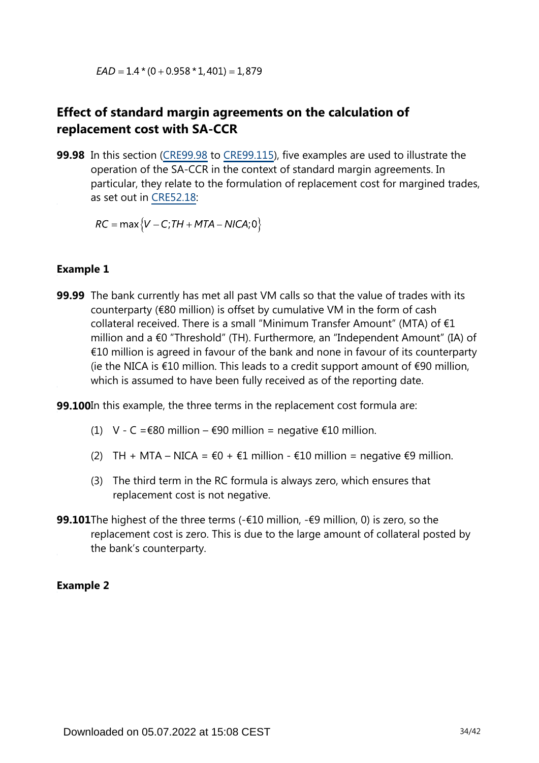$$EAD = 1.4 * (0 + 0.958 * 1,401) = 1,879$$

## Effect of standard margin agreements on the calculation of replacement cost with SA-CCR

**99.98** In this section (CRE99.98 to CRE99.115), five examples are used to illustrate the operation of the SA-CCR in the context of standard margin agreements. In particular, they relate to the formulation of replacement cost for margined trades, as set out in CRE52.18:

$$RC = \max\left\{V - C; TH + MTA - NICA; 0\right\}$$

### Example 1

**99.99** The bank currently has met all past VM calls so that the value of trades with its counterparty (€80 million) is offset by cumulative VM in the form of cash collateral received. There is a small "Minimum Transfer Amount" (MTA) of €1 million and a €0 "Threshold" (TH). Furthermore, an "Independent Amount" (IA) of €10 million is agreed in favour of the bank and none in favour of its counterparty (ie the NICA is €10 million. This leads to a credit support amount of €90 million, which is assumed to have been fully received as of the reporting date.

**99.100** In this example, the three terms in the replacement cost formula are:

(1) V - C =€80 million – €90 million = negative €10 million.

(2) TH + MTA – NICA = €0 + €1 million - €10 million = negative €9 million.

(3) The third term in the RC formula is always zero, which ensures that replacement cost is not negative.

**99.101** The highest of the three terms (-€10 million, -€9 million, 0) is zero, so the replacement cost is zero. This is due to the large amount of collateral posted by the bank's counterparty.

### Example 2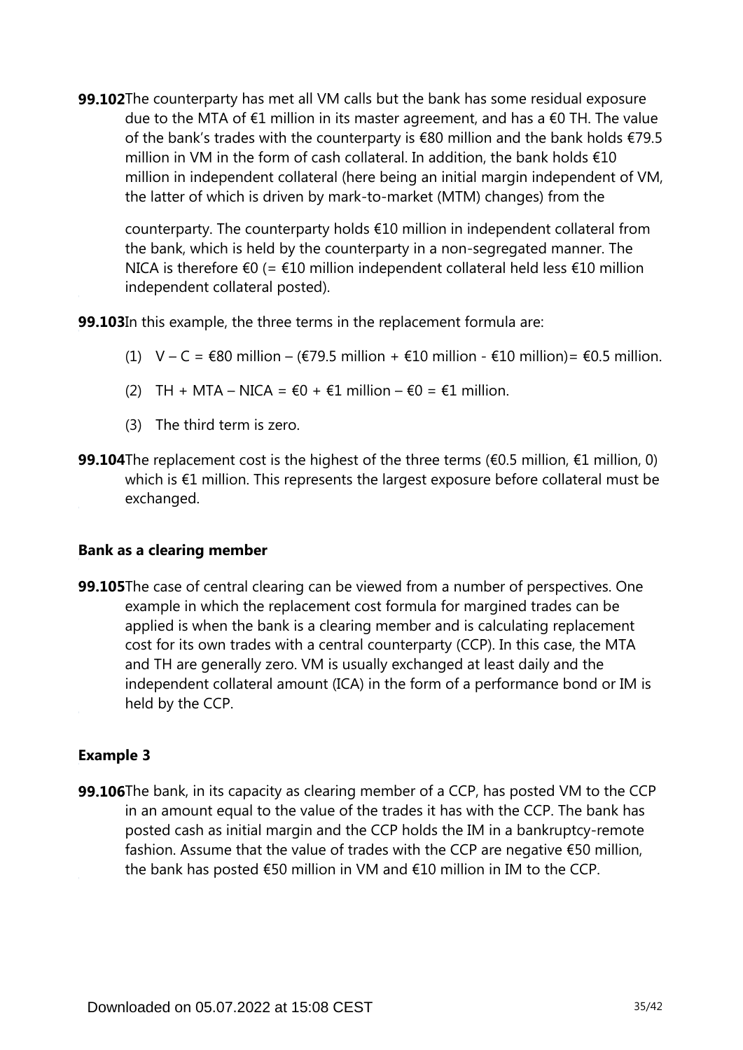**99.102** The counterparty has met all VM calls but the bank has some residual exposure due to the MTA of €1 million in its master agreement, and has a €0 TH. The value of the bank's trades with the counterparty is €80 million and the bank holds €79.5 million in VM in the form of cash collateral. In addition, the bank holds €10 million in independent collateral (here being an initial margin independent of VM, the latter of which is driven by mark-to-market (MTM) changes) from the counterparty. The counterparty holds €10 million in independent collateral from the bank, which is held by the counterparty in a non-segregated manner. The NICA is therefore €0 (= €10 million independent collateral held less €10 million independent collateral posted).

**99.103** In this example, the three terms in the replacement formula are:

(1) V – C = €80 million – (€79.5 million + €10 million - €10 million)= €0.5 million.

(2) TH + MTA – NICA = €0 + €1 million – €0 = €1 million.

(3) The third term is zero.

**99.104** The replacement cost is the highest of the three terms (€0.5 million, €1 million, 0) which is €1 million. This represents the largest exposure before collateral must be exchanged.

### Bank as a clearing member

**99.105** The case of central clearing can be viewed from a number of perspectives. One example in which the replacement cost formula for margined trades can be applied is when the bank is a clearing member and is calculating replacement cost for its own trades with a central counterparty (CCP). In this case, the MTA and TH are generally zero. VM is usually exchanged at least daily and the independent collateral amount (ICA) in the form of a performance bond or IM is held by the CCP.

### Example 3

**99.106** The bank, in its capacity as clearing member of a CCP, has posted VM to the CCP in an amount equal to the value of the trades it has with the CCP. The bank has posted cash as initial margin and the CCP holds the IM in a bankruptcy-remote fashion. Assume that the value of trades with the CCP are negative €50 million, the bank has posted €50 million in VM and €10 million in IM to the CCP.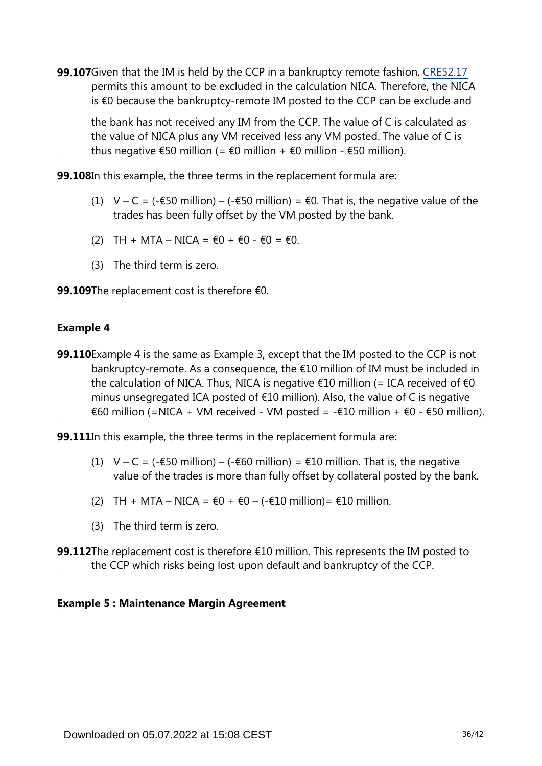**99.107** Given that the IM is held by the CCP in a bankruptcy remote fashion, CRE52.17 permits this amount to be excluded in the calculation NICA. Therefore, the NICA is €0 because the bankruptcy-remote IM posted to the CCP can be exclude and the bank has not received any IM from the CCP. The value of C is calculated as the value of NICA plus any VM received less any VM posted. The value of C is thus negative €50 million (= €0 million + €0 million - €50 million).

**99.108** In this example, the three terms in the replacement formula are:

(1) V – C = (-€50 million) – (-€50 million) = €0. That is, the negative value of the trades has been fully offset by the VM posted by the bank.

(2) TH + MTA – NICA = €0 + €0 - €0 = €0.

(3) The third term is zero.

**99.109** The replacement cost is therefore €0.

### Example 4

**99.110** Example 4 is the same as Example 3, except that the IM posted to the CCP is not bankruptcy-remote. As a consequence, the €10 million of IM must be included in the calculation of NICA. Thus, NICA is negative €10 million (= ICA received of €0 minus unsegregated ICA posted of €10 million). Also, the value of C is negative €60 million (=NICA + VM received - VM posted = -€10 million + €0 - €50 million).

**99.111** In this example, the three terms in the replacement formula are:

(1) V – C = (-€50 million) – (-€60 million) = €10 million. That is, the negative value of the trades is more than fully offset by collateral posted by the bank.

(2) TH + MTA – NICA = €0 + €0 – (-€10 million)= €10 million.

(3) The third term is zero.

**99.112** The replacement cost is therefore €10 million. This represents the IM posted to the CCP which risks being lost upon default and bankruptcy of the CCP.

### Example 5 : Maintenance Margin Agreement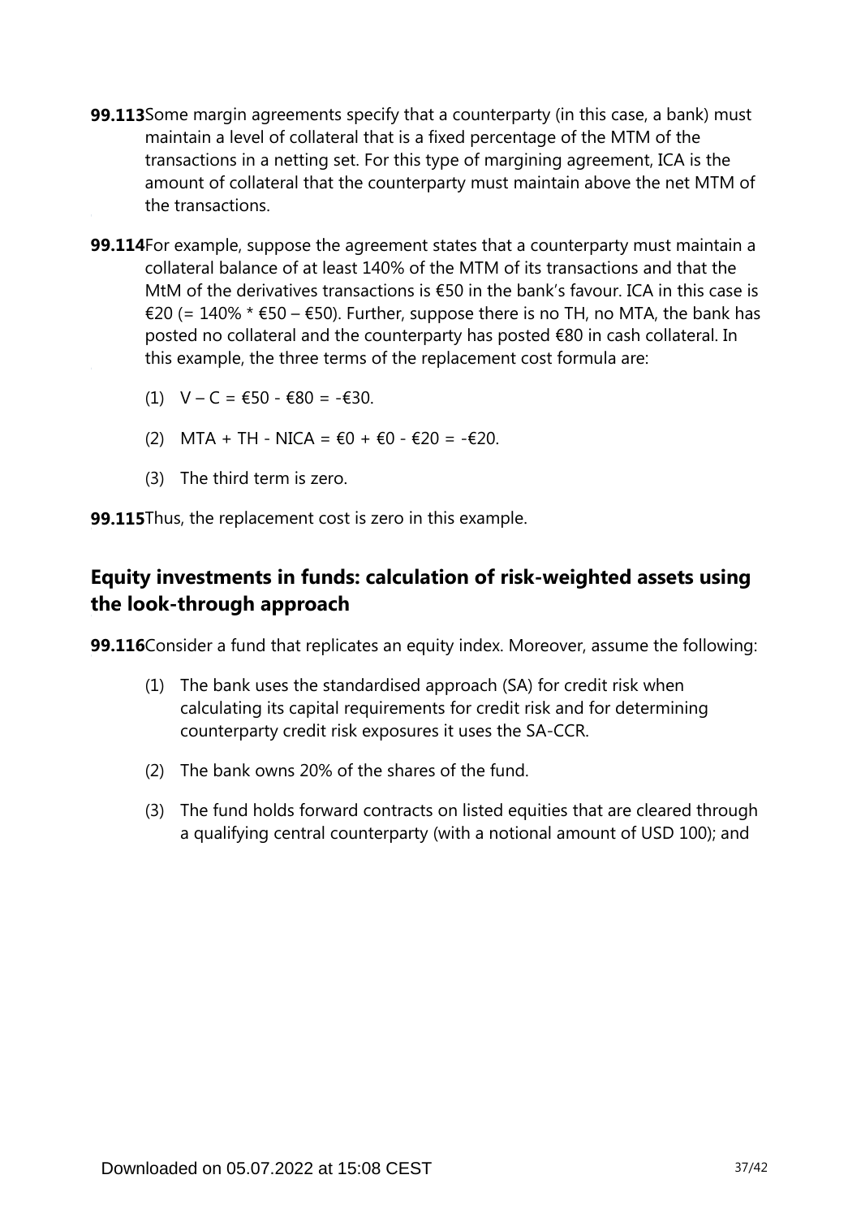**99.113** Some margin agreements specify that a counterparty (in this case, a bank) must maintain a level of collateral that is a fixed percentage of the MTM of the transactions in a netting set. For this type of margining agreement, ICA is the amount of collateral that the counterparty must maintain above the net MTM of the transactions.

**99.114** For example, suppose the agreement states that a counterparty must maintain a collateral balance of at least 140% of the MTM of its transactions and that the MtM of the derivatives transactions is €50 in the bank's favour. ICA in this case is €20 (= 140% * €50 – €50). Further, suppose there is no TH, no MTA, the bank has posted no collateral and the counterparty has posted €80 in cash collateral. In this example, the three terms of the replacement cost formula are:

(1) V – C = €50 - €80 = -€30.

(2) MTA + TH - NICA = €0 + €0 - €20 = -€20.

(3) The third term is zero.

**99.115** Thus, the replacement cost is zero in this example.

## Equity investments in funds: calculation of risk-weighted assets using the look-through approach

**99.116** Consider a fund that replicates an equity index. Moreover, assume the following:

(1) The bank uses the standardised approach (SA) for credit risk when calculating its capital requirements for credit risk and for determining counterparty credit risk exposures it uses the SA-CCR.

(2) The bank owns 20% of the shares of the fund.

(3) The fund holds forward contracts on listed equities that are cleared through a qualifying central counterparty (with a notional amount of USD 100); and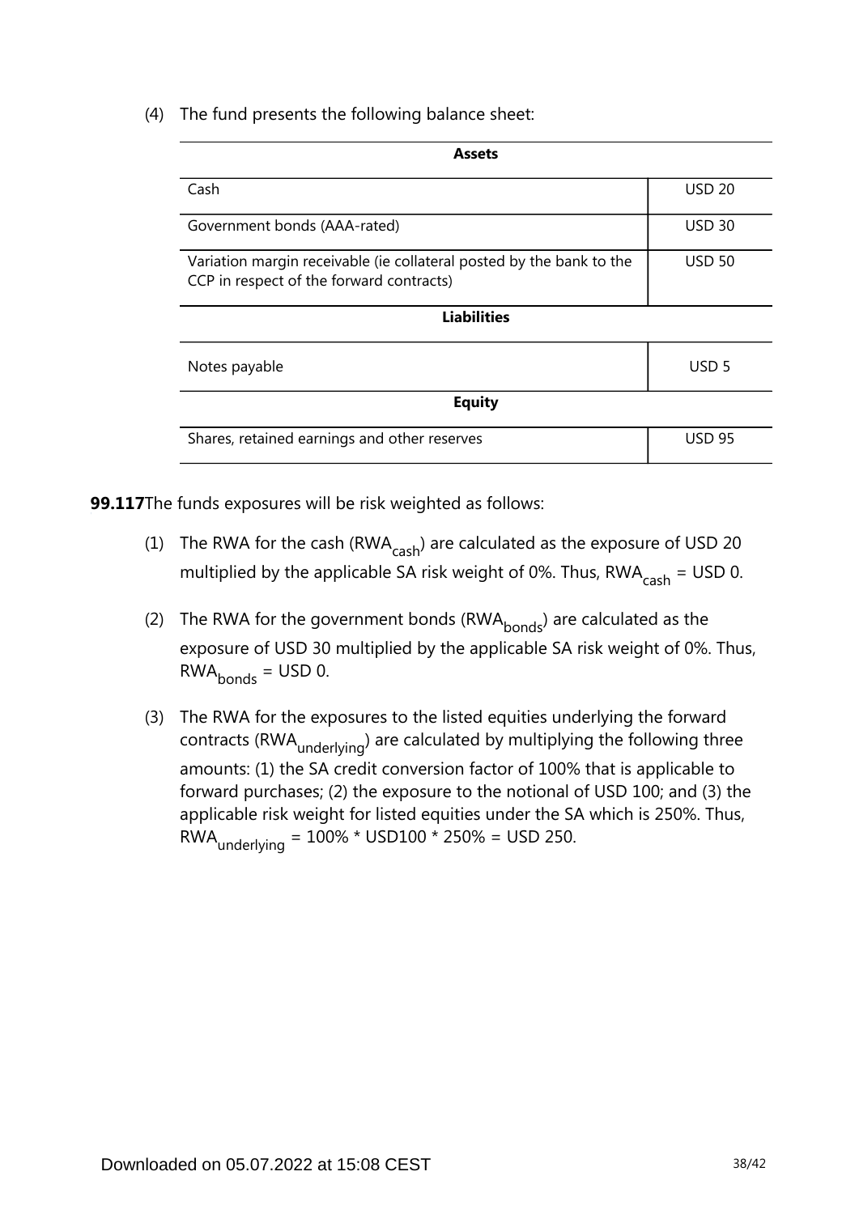(4) The fund presents the following balance sheet:

| Assets | |
|---|---|
| Cash | USD 20 |
| Government bonds (AAA-rated) | USD 30 |
| Variation margin receivable (ie collateral posted by the bank to the CCP in respect of the forward contracts) | USD 50 |
| **Liabilities** | |
| Notes payable | USD 5 |
| **Equity** | |
| Shares, retained earnings and other reserves | USD 95 |

**99.117** The funds exposures will be risk weighted as follows:

(1) The RWA for the cash ($RWA_{cash}$) are calculated as the exposure of USD 20 multiplied by the applicable SA risk weight of 0%. Thus, $RWA_{cash}$ = USD 0.

(2) The RWA for the government bonds ($RWA_{bonds}$) are calculated as the exposure of USD 30 multiplied by the applicable SA risk weight of 0%. Thus, $RWA_{bonds}$ = USD 0.

(3) The RWA for the exposures to the listed equities underlying the forward contracts ($RWA_{underlying}$) are calculated by multiplying the following three amounts: (1) the SA credit conversion factor of 100% that is applicable to forward purchases; (2) the exposure to the notional of USD 100; and (3) the applicable risk weight for listed equities under the SA which is 250%. Thus, $RWA_{underlying}$ = 100% * USD100 * 250% = USD 250.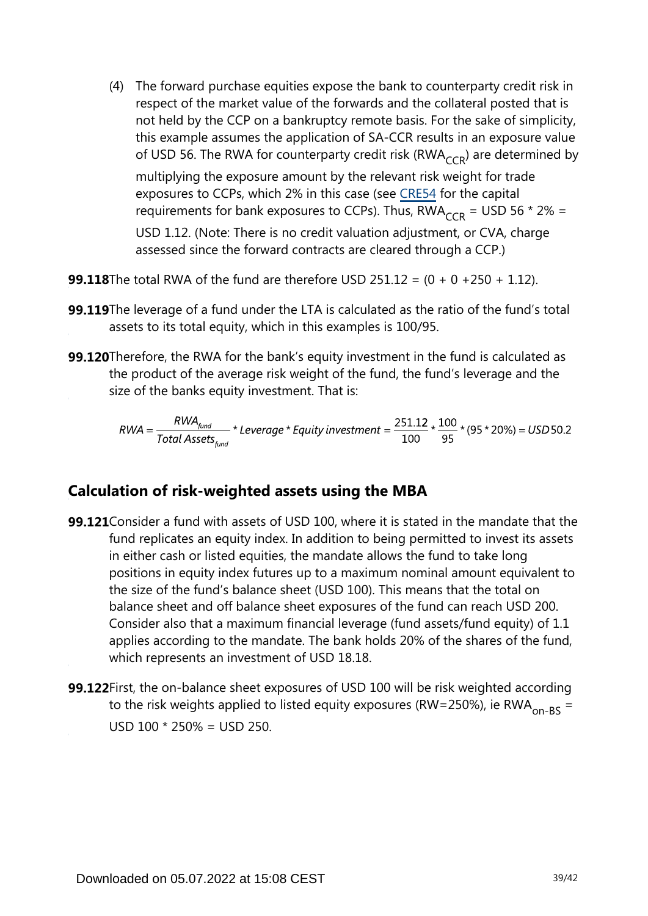(4) The forward purchase equities expose the bank to counterparty credit risk in respect of the market value of the forwards and the collateral posted that is not held by the CCP on a bankruptcy remote basis. For the sake of simplicity, this example assumes the application of SA-CCR results in an exposure value of USD 56. The RWA for counterparty credit risk ($RWA_{CCR}$) are determined by multiplying the exposure amount by the relevant risk weight for trade exposures to CCPs, which 2% in this case (see CRE54 for the capital requirements for bank exposures to CCPs). Thus, $RWA_{CCR}$ = USD 56 * 2% = USD 1.12. (Note: There is no credit valuation adjustment, or CVA, charge assessed since the forward contracts are cleared through a CCP.)

**99.118** The total RWA of the fund are therefore USD 251.12 = (0 + 0 +250 + 1.12).

**99.119** The leverage of a fund under the LTA is calculated as the ratio of the fund's total assets to its total equity, which in this examples is 100/95.

**99.120** Therefore, the RWA for the bank's equity investment in the fund is calculated as the product of the average risk weight of the fund, the fund's leverage and the size of the banks equity investment. That is:

$$RWA = \frac{RWA_{fund}}{Total\ Assets_{fund}} * Leverage * Equity\ investment = \frac{251.12}{100} * \frac{100}{95} * (95 * 20\%) = USD\,50.2$$

## Calculation of risk-weighted assets using the MBA

**99.121** Consider a fund with assets of USD 100, where it is stated in the mandate that the fund replicates an equity index. In addition to being permitted to invest its assets in either cash or listed equities, the mandate allows the fund to take long positions in equity index futures up to a maximum nominal amount equivalent to the size of the fund's balance sheet (USD 100). This means that the total on balance sheet and off balance sheet exposures of the fund can reach USD 200. Consider also that a maximum financial leverage (fund assets/fund equity) of 1.1 applies according to the mandate. The bank holds 20% of the shares of the fund, which represents an investment of USD 18.18.

**99.122** First, the on-balance sheet exposures of USD 100 will be risk weighted according to the risk weights applied to listed equity exposures (RW=250%), ie $RWA_{on\text{-}BS}$ = USD 100 * 250% = USD 250.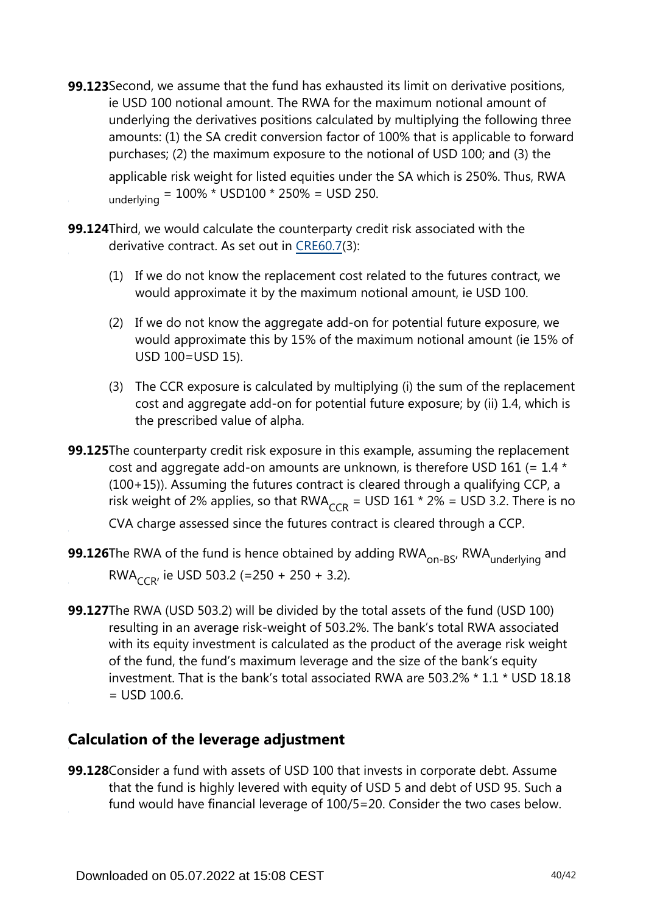**99.123** Second, we assume that the fund has exhausted its limit on derivative positions, ie USD 100 notional amount. The RWA for the maximum notional amount of underlying the derivatives positions calculated by multiplying the following three amounts: (1) the SA credit conversion factor of 100% that is applicable to forward purchases; (2) the maximum exposure to the notional of USD 100; and (3) the applicable risk weight for listed equities under the SA which is 250%. Thus, $RWA_{underlying}$ = 100% * USD100 * 250% = USD 250.

**99.124** Third, we would calculate the counterparty credit risk associated with the derivative contract. As set out in [CRE60.7](3):

(1) If we do not know the replacement cost related to the futures contract, we would approximate it by the maximum notional amount, ie USD 100.

(2) If we do not know the aggregate add-on for potential future exposure, we would approximate this by 15% of the maximum notional amount (ie 15% of USD 100=USD 15).

(3) The CCR exposure is calculated by multiplying (i) the sum of the replacement cost and aggregate add-on for potential future exposure; by (ii) 1.4, which is the prescribed value of alpha.

**99.125** The counterparty credit risk exposure in this example, assuming the replacement cost and aggregate add-on amounts are unknown, is therefore USD 161 (= 1.4 * (100+15)). Assuming the futures contract is cleared through a qualifying CCP, a risk weight of 2% applies, so that $RWA_{CCR}$ = USD 161 * 2% = USD 3.2. There is no CVA charge assessed since the futures contract is cleared through a CCP.

**99.126** The RWA of the fund is hence obtained by adding $RWA_{on\text{-}BS}$, $RWA_{underlying}$ and $RWA_{CCR}$, ie USD 503.2 (=250 + 250 + 3.2).

**99.127** The RWA (USD 503.2) will be divided by the total assets of the fund (USD 100) resulting in an average risk-weight of 503.2%. The bank's total RWA associated with its equity investment is calculated as the product of the average risk weight of the fund, the fund's maximum leverage and the size of the bank's equity investment. That is the bank's total associated RWA are 503.2% * 1.1 * USD 18.18 = USD 100.6.

## Calculation of the leverage adjustment

**99.128** Consider a fund with assets of USD 100 that invests in corporate debt. Assume that the fund is highly levered with equity of USD 5 and debt of USD 95. Such a fund would have financial leverage of 100/5=20. Consider the two cases below.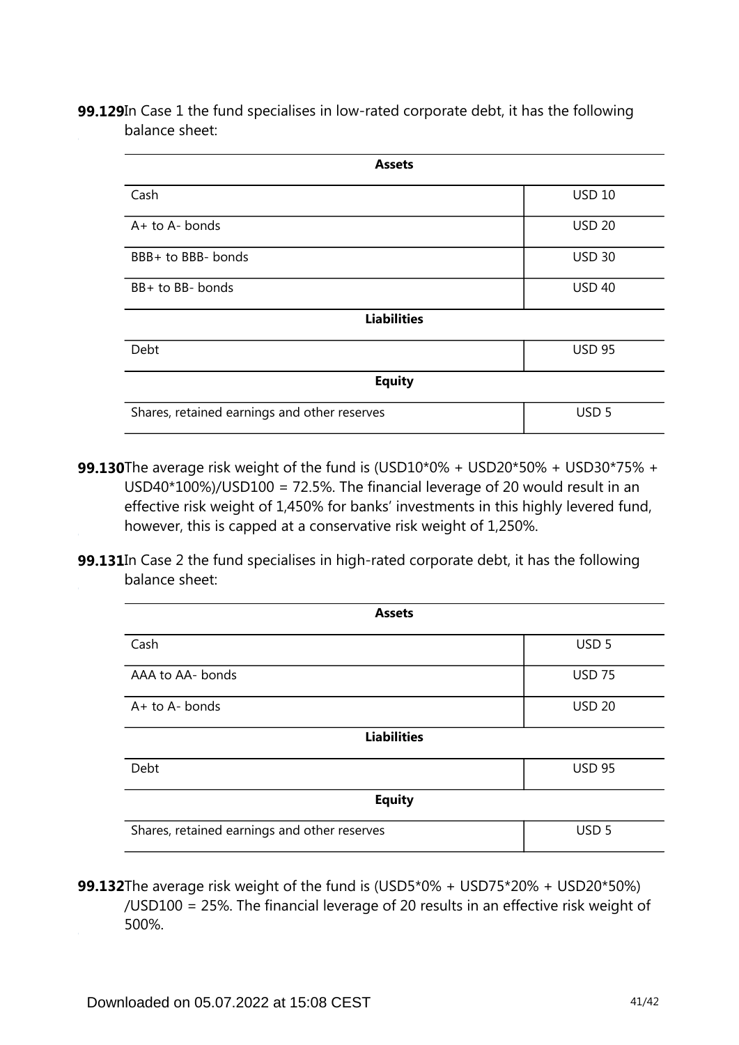**99.129** In Case 1 the fund specialises in low-rated corporate debt, it has the following balance sheet:

| **Assets** | |
|---|---|
| Cash | USD 10 |
| A+ to A- bonds | USD 20 |
| BBB+ to BBB- bonds | USD 30 |
| BB+ to BB- bonds | USD 40 |
| **Liabilities** | |
| Debt | USD 95 |
| **Equity** | |
| Shares, retained earnings and other reserves | USD 5 |

**99.130** The average risk weight of the fund is (USD10*0% + USD20*50% + USD30*75% + USD40*100%)/USD100 = 72.5%. The financial leverage of 20 would result in an effective risk weight of 1,450% for banks' investments in this highly levered fund, however, this is capped at a conservative risk weight of 1,250%.

**99.131** In Case 2 the fund specialises in high-rated corporate debt, it has the following balance sheet:

| **Assets** | |
|---|---|
| Cash | USD 5 |
| AAA to AA- bonds | USD 75 |
| A+ to A- bonds | USD 20 |
| **Liabilities** | |
| Debt | USD 95 |
| **Equity** | |
| Shares, retained earnings and other reserves | USD 5 |

**99.132** The average risk weight of the fund is (USD5*0% + USD75*20% + USD20*50%) /USD100 = 25%. The financial leverage of 20 results in an effective risk weight of 500%.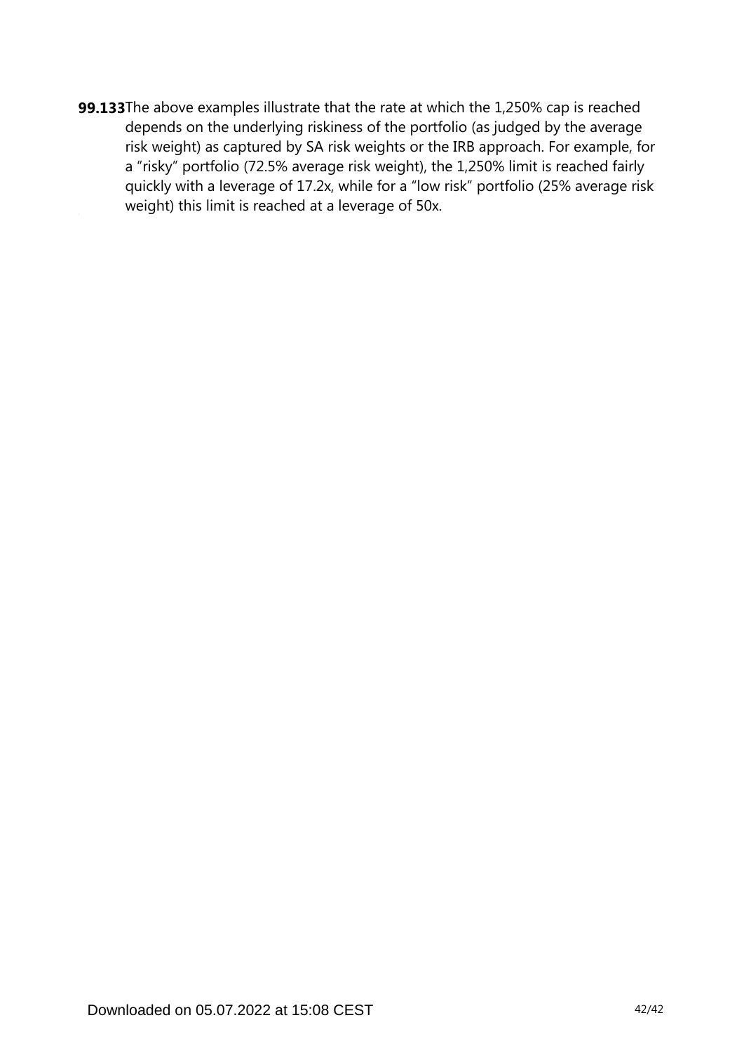**99.133** The above examples illustrate that the rate at which the 1,250% cap is reached depends on the underlying riskiness of the portfolio (as judged by the average risk weight) as captured by SA risk weights or the IRB approach. For example, for a "risky" portfolio (72.5% average risk weight), the 1,250% limit is reached fairly quickly with a leverage of 17.2x, while for a "low risk" portfolio (25% average risk weight) this limit is reached at a leverage of 50x.